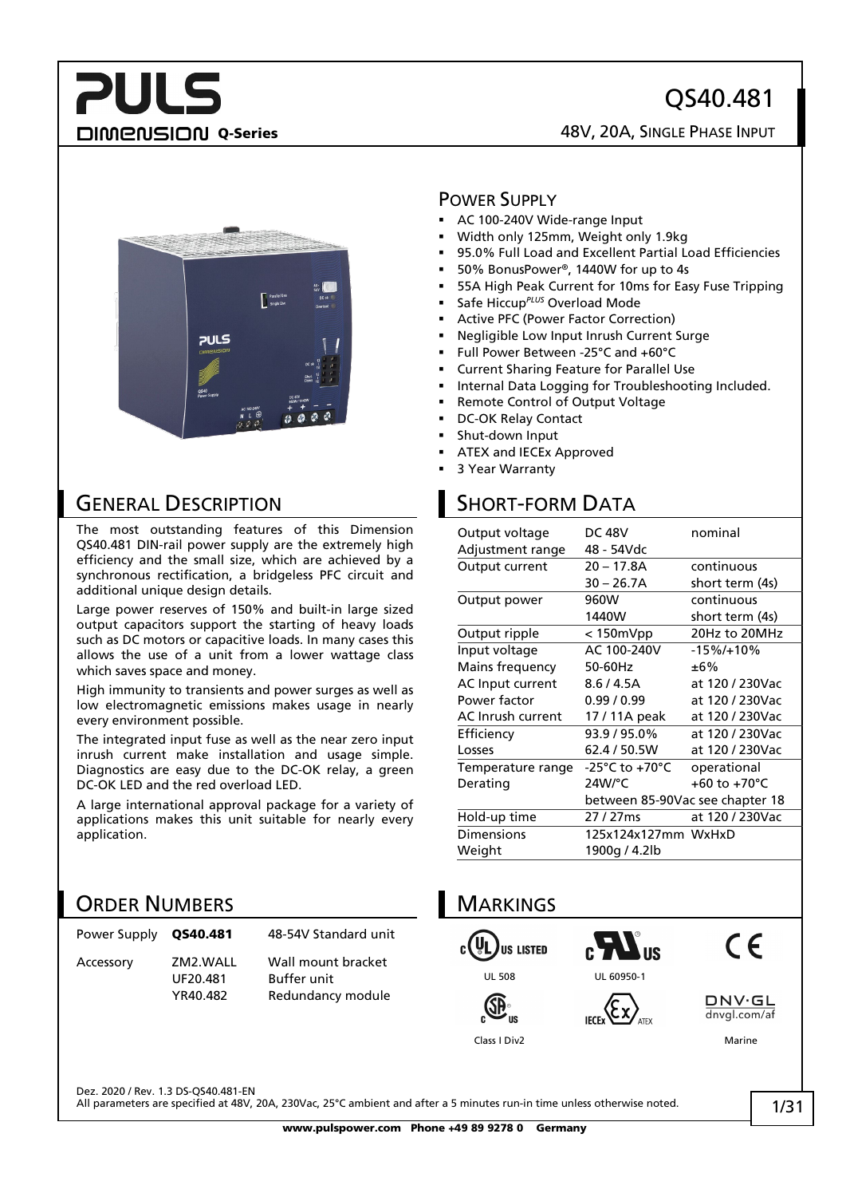# QS40.481

**DIMENSION Q-Series**

48V, 20A, SINGLE PHASE INPUT

## POWER SUPPLY

- AC 100-240V Wide-range Input
- Width only 125mm, Weight only 1.9kg
- 95.0% Full Load and Excellent Partial Load Efficiencies
- 50% BonusPower®, 1440W for up to 4s
- 55A High Peak Current for 10ms for Easy Fuse Tripping
- Safe Hiccup*PLUS* Overload Mode
- Active PFC (Power Factor Correction)
- Negligible Low Input Inrush Current Surge
- Full Power Between -25°C and +60°C
- Current Sharing Feature for Parallel Use
- Internal Data Logging for Troubleshooting Included.
- Remote Control of Output Voltage
- DC-OK Relay Contact
- Shut-down Input
- ATEX and IECEx Approved
- 3 Year Warranty

## GENERAL DESCRIPTION

The most outstanding features of this Dimension QS40.481 DIN-rail power supply are the extremely high efficiency and the small size, which are achieved by a synchronous rectification, a bridgeless PFC circuit and additional unique design details.

Large power reserves of 150% and built-in large sized output capacitors support the starting of heavy loads such as DC motors or capacitive loads. In many cases this allows the use of a unit from a lower wattage class which saves space and money.

High immunity to transients and power surges as well as low electromagnetic emissions makes usage in nearly every environment possible.

The integrated input fuse as well as the near zero input inrush current make installation and usage simple. Diagnostics are easy due to the DC-OK relay, a green DC-OK LED and the red overload LED.

A large international approval package for a variety of applications makes this unit suitable for nearly every application.

## SHORT-FORM DATA

| | | |
|---|---|---|
| Output voltage | DC 48V | nominal |
| Adjustment range | 48 - 54Vdc | |
| Output current | 20 – 17.8A | continuous |
| | 30 – 26.7A | short term (4s) |
| Output power | 960W | continuous |
| | 1440W | short term (4s) |
| Output ripple | < 150mVpp | 20Hz to 20MHz |
| Input voltage | AC 100-240V | -15%/+10% |
| Mains frequency | 50-60Hz | ±6% |
| AC Input current | 8.6 / 4.5A | at 120 / 230Vac |
| Power factor | 0.99 / 0.99 | at 120 / 230Vac |
| AC Inrush current | 17 / 11A peak | at 120 / 230Vac |
| Efficiency | 93.9 / 95.0% | at 120 / 230Vac |
| Losses | 62.4 / 50.5W | at 120 / 230Vac |
| Temperature range | -25°C to +70°C | operational |
| Derating | 24W/°C | +60 to +70°C |
| | between 85-90Vac see chapter 18 | |
| Hold-up time | 27 / 27ms | at 120 / 230Vac |
| Dimensions | 125x124x127mm | WxHxD |
| Weight | 1900g / 4.2lb | |

## ORDER NUMBERS

| | | |
|---|---|---|
| Power Supply | **QS40.481** | 48-54V Standard unit |
| Accessory | ZM2.WALL | Wall mount bracket |
| | UF20.481 | Buffer unit |
| | YR40.482 | Redundancy module |

## MARKINGS

UL 508 — UL 60950-1 — CE

Class I Div2 — IECEx ATEX — DNV·GL dnvgl.com/af Marine

Dez. 2020 / Rev. 1.3 DS-QS40.481-EN

All parameters are specified at 48V, 20A, 230Vac, 25°C ambient and after a 5 minutes run-in time unless otherwise noted.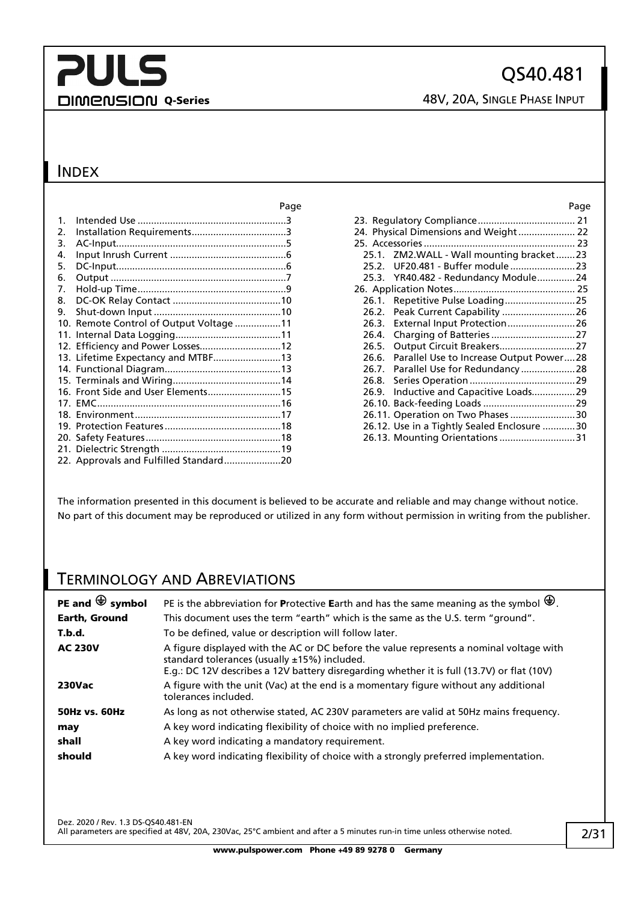## INDEX

| | Page |
|---|---|
| 1. Intended Use | 3 |
| 2. Installation Requirements | 3 |
| 3. AC-Input | 5 |
| 4. Input Inrush Current | 6 |
| 5. DC-Input | 6 |
| 6. Output | 7 |
| 7. Hold-up Time | 9 |
| 8. DC-OK Relay Contact | 10 |
| 9. Shut-down Input | 10 |
| 10. Remote Control of Output Voltage | 11 |
| 11. Internal Data Logging | 11 |
| 12. Efficiency and Power Losses | 12 |
| 13. Lifetime Expectancy and MTBF | 13 |
| 14. Functional Diagram | 13 |
| 15. Terminals and Wiring | 14 |
| 16. Front Side and User Elements | 15 |
| 17. EMC | 16 |
| 18. Environment | 17 |
| 19. Protection Features | 18 |
| 20. Safety Features | 18 |
| 21. Dielectric Strength | 19 |
| 22. Approvals and Fulfilled Standard | 20 |
| 23. Regulatory Compliance | 21 |
| 24. Physical Dimensions and Weight | 22 |
| 25. Accessories | 23 |
| 25.1. ZM2.WALL - Wall mounting bracket | 23 |
| 25.2. UF20.481 - Buffer module | 23 |
| 25.3. YR40.482 - Redundancy Module | 24 |
| 26. Application Notes | 25 |
| 26.1. Repetitive Pulse Loading | 25 |
| 26.2. Peak Current Capability | 26 |
| 26.3. External Input Protection | 26 |
| 26.4. Charging of Batteries | 27 |
| 26.5. Output Circuit Breakers | 27 |
| 26.6. Parallel Use to Increase Output Power | 28 |
| 26.7. Parallel Use for Redundancy | 28 |
| 26.8. Series Operation | 29 |
| 26.9. Inductive and Capacitive Loads | 29 |
| 26.10. Back-feeding Loads | 29 |
| 26.11. Operation on Two Phases | 30 |
| 26.12. Use in a Tightly Sealed Enclosure | 30 |
| 26.13. Mounting Orientations | 31 |

The information presented in this document is believed to be accurate and reliable and may change without notice.
No part of this document may be reproduced or utilized in any form without permission in writing from the publisher.

## TERMINOLOGY AND ABREVIATIONS

| | |
|---|---|
| **PE and ⏚ symbol** | PE is the abbreviation for **P**rotective **E**arth and has the same meaning as the symbol ⏚. |
| **Earth, Ground** | This document uses the term "earth" which is the same as the U.S. term "ground". |
| **T.b.d.** | To be defined, value or description will follow later. |
| **AC 230V** | A figure displayed with the AC or DC before the value represents a nominal voltage with standard tolerances (usually ±15%) included.<br>E.g.: DC 12V describes a 12V battery disregarding whether it is full (13.7V) or flat (10V) |
| **230Vac** | A figure with the unit (Vac) at the end is a momentary figure without any additional tolerances included. |
| **50Hz vs. 60Hz** | As long as not otherwise stated, AC 230V parameters are valid at 50Hz mains frequency. |
| **may** | A key word indicating flexibility of choice with no implied preference. |
| **shall** | A key word indicating a mandatory requirement. |
| **should** | A key word indicating flexibility of choice with a strongly preferred implementation. |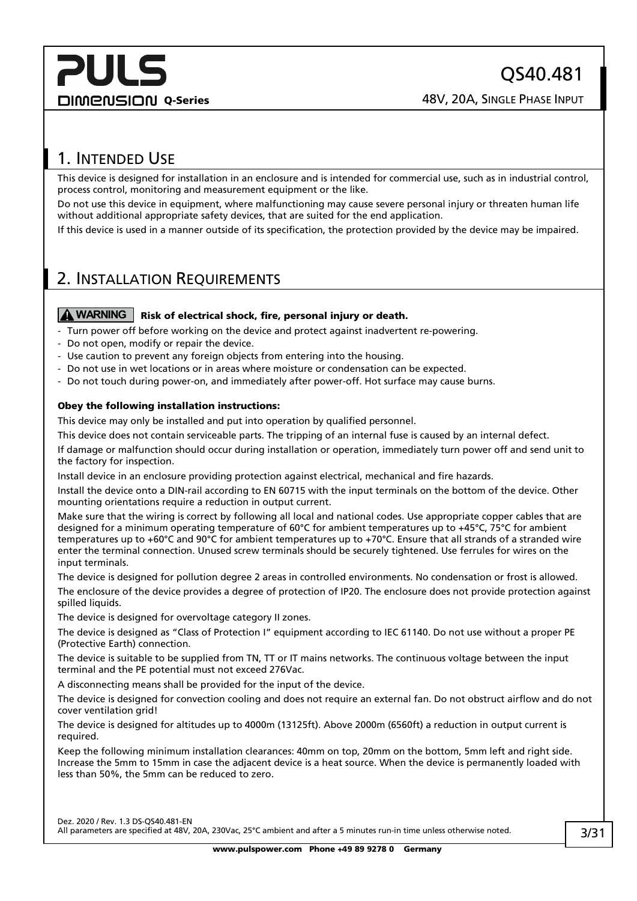# 1. Intended Use

This device is designed for installation in an enclosure and is intended for commercial use, such as in industrial control, process control, monitoring and measurement equipment or the like.

Do not use this device in equipment, where malfunctioning may cause severe personal injury or threaten human life without additional appropriate safety devices, that are suited for the end application.

If this device is used in a manner outside of its specification, the protection provided by the device may be impaired.

# 2. Installation Requirements

**⚠ WARNING** **Risk of electrical shock, fire, personal injury or death.**

- Turn power off before working on the device and protect against inadvertent re-powering.
- Do not open, modify or repair the device.
- Use caution to prevent any foreign objects from entering into the housing.
- Do not use in wet locations or in areas where moisture or condensation can be expected.
- Do not touch during power-on, and immediately after power-off. Hot surface may cause burns.

**Obey the following installation instructions:**

This device may only be installed and put into operation by qualified personnel.

This device does not contain serviceable parts. The tripping of an internal fuse is caused by an internal defect.

If damage or malfunction should occur during installation or operation, immediately turn power off and send unit to the factory for inspection.

Install device in an enclosure providing protection against electrical, mechanical and fire hazards.

Install the device onto a DIN-rail according to EN 60715 with the input terminals on the bottom of the device. Other mounting orientations require a reduction in output current.

Make sure that the wiring is correct by following all local and national codes. Use appropriate copper cables that are designed for a minimum operating temperature of 60°C for ambient temperatures up to +45°C, 75°C for ambient temperatures up to +60°C and 90°C for ambient temperatures up to +70°C. Ensure that all strands of a stranded wire enter the terminal connection. Unused screw terminals should be securely tightened. Use ferrules for wires on the input terminals.

The device is designed for pollution degree 2 areas in controlled environments. No condensation or frost is allowed.

The enclosure of the device provides a degree of protection of IP20. The enclosure does not provide protection against spilled liquids.

The device is designed for overvoltage category II zones.

The device is designed as "Class of Protection I" equipment according to IEC 61140. Do not use without a proper PE (Protective Earth) connection.

The device is suitable to be supplied from TN, TT or IT mains networks. The continuous voltage between the input terminal and the PE potential must not exceed 276Vac.

A disconnecting means shall be provided for the input of the device.

The device is designed for convection cooling and does not require an external fan. Do not obstruct airflow and do not cover ventilation grid!

The device is designed for altitudes up to 4000m (13125ft). Above 2000m (6560ft) a reduction in output current is required.

Keep the following minimum installation clearances: 40mm on top, 20mm on the bottom, 5mm left and right side. Increase the 5mm to 15mm in case the adjacent device is a heat source. When the device is permanently loaded with less than 50%, the 5mm can be reduced to zero.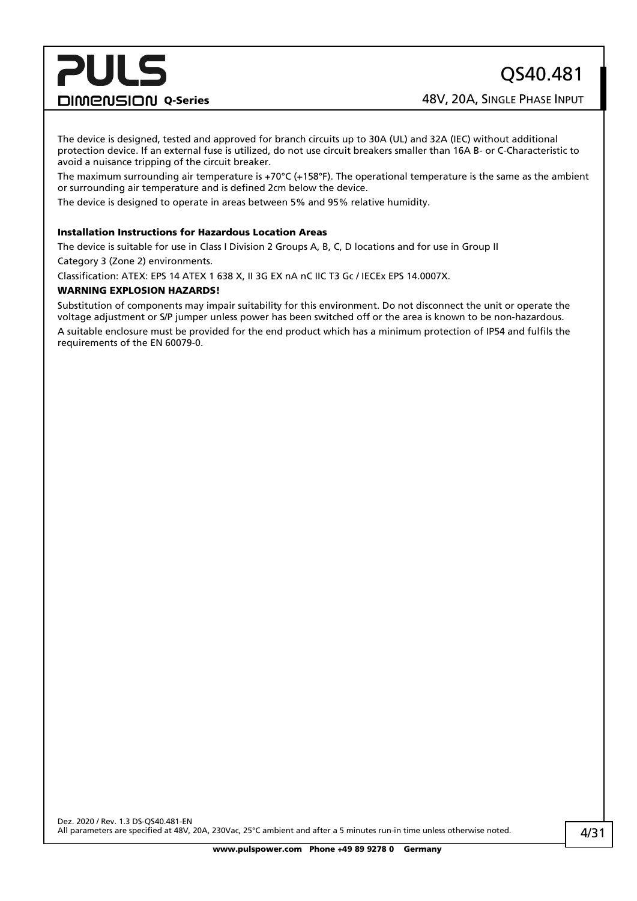The device is designed, tested and approved for branch circuits up to 30A (UL) and 32A (IEC) without additional protection device. If an external fuse is utilized, do not use circuit breakers smaller than 16A B- or C-Characteristic to avoid a nuisance tripping of the circuit breaker.

The maximum surrounding air temperature is +70°C (+158°F). The operational temperature is the same as the ambient or surrounding air temperature and is defined 2cm below the device.

The device is designed to operate in areas between 5% and 95% relative humidity.

**Installation Instructions for Hazardous Location Areas**

The device is suitable for use in Class I Division 2 Groups A, B, C, D locations and for use in Group II Category 3 (Zone 2) environments.

Classification: ATEX: EPS 14 ATEX 1 638 X, II 3G EX nA nC IIC T3 Gc / IECEx EPS 14.0007X.

**WARNING EXPLOSION HAZARDS!**

Substitution of components may impair suitability for this environment. Do not disconnect the unit or operate the voltage adjustment or S/P jumper unless power has been switched off or the area is known to be non-hazardous.

A suitable enclosure must be provided for the end product which has a minimum protection of IP54 and fulfils the requirements of the EN 60079-0.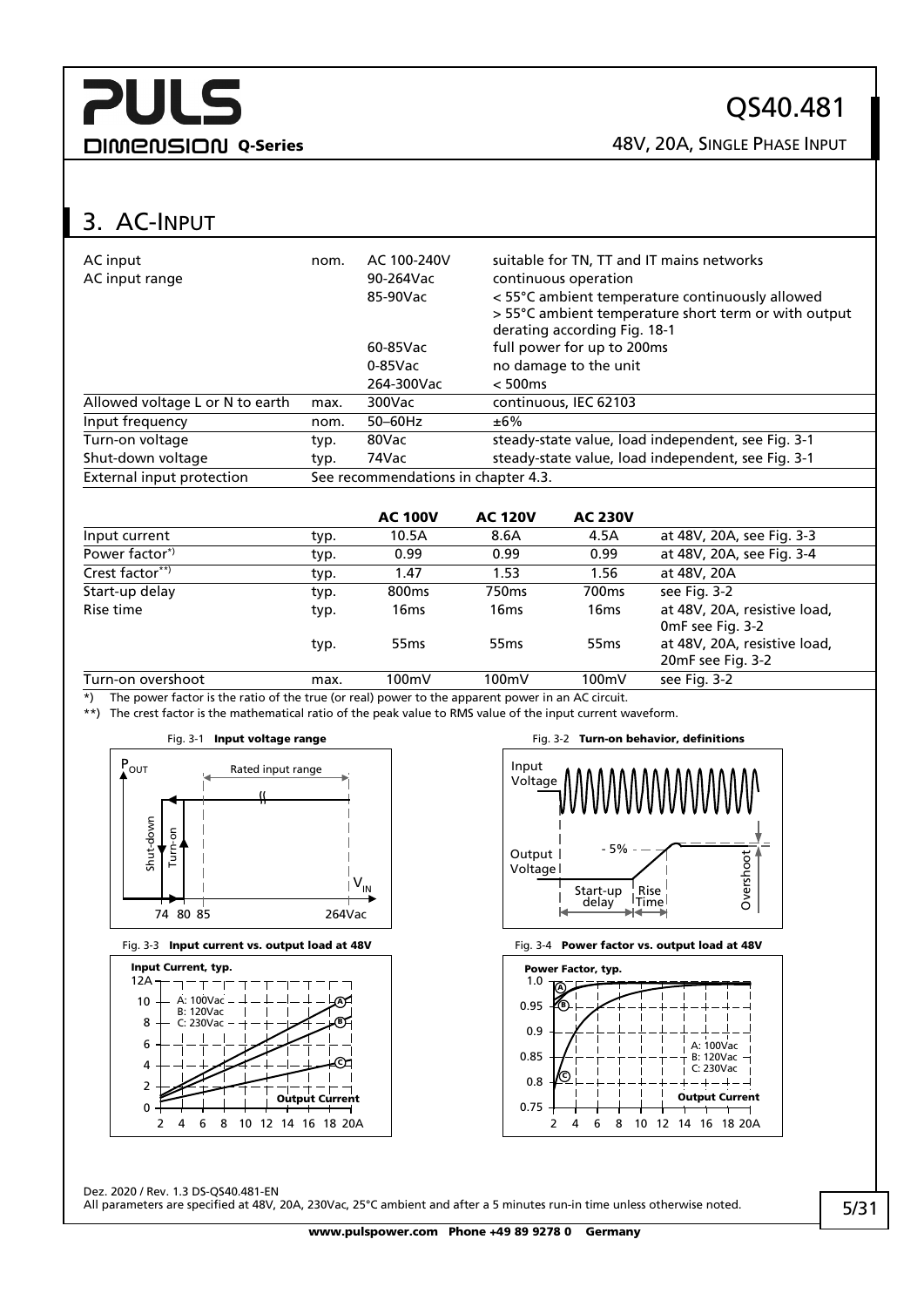## 3. AC-Input

| | | | |
|---|---|---|---|
| AC input | nom. | AC 100-240V | suitable for TN, TT and IT mains networks |
| AC input range | | 90-264Vac | continuous operation |
| | | 85-90Vac | < 55°C ambient temperature continuously allowed<br>> 55°C ambient temperature short term or with output derating according Fig. 18-1 |
| | | 60-85Vac | full power for up to 200ms |
| | | 0-85Vac | no damage to the unit |
| | | 264-300Vac | < 500ms |
| Allowed voltage L or N to earth | max. | 300Vac | continuous, IEC 62103 |
| Input frequency | nom. | 50–60Hz | ±6% |
| Turn-on voltage | typ. | 80Vac | steady-state value, load independent, see Fig. 3-1 |
| Shut-down voltage | typ. | 74Vac | steady-state value, load independent, see Fig. 3-1 |
| External input protection | See recommendations in chapter 4.3. | | |

| | | **AC 100V** | **AC 120V** | **AC 230V** | |
|---|---|---|---|---|---|
| Input current | typ. | 10.5A | 8.6A | 4.5A | at 48V, 20A, see Fig. 3-3 |
| Power factor*) | typ. | 0.99 | 0.99 | 0.99 | at 48V, 20A, see Fig. 3-4 |
| Crest factor**) | typ. | 1.47 | 1.53 | 1.56 | at 48V, 20A |
| Start-up delay | typ. | 800ms | 750ms | 700ms | see Fig. 3-2 |
| Rise time | typ. | 16ms | 16ms | 16ms | at 48V, 20A, resistive load, 0mF see Fig. 3-2 |
| | typ. | 55ms | 55ms | 55ms | at 48V, 20A, resistive load, 20mF see Fig. 3-2 |
| Turn-on overshoot | max. | 100mV | 100mV | 100mV | see Fig. 3-2 |

*) The power factor is the ratio of the true (or real) power to the apparent power in an AC circuit.

**) The crest factor is the mathematical ratio of the peak value to RMS value of the input current waveform.

Fig. 3-1 **Input voltage range**

Fig. 3-2 **Turn-on behavior, definitions**

Fig. 3-3 **Input current vs. output load at 48V**

Fig. 3-4 **Power factor vs. output load at 48V**

Dez. 2020 / Rev. 1.3 DS-QS40.481-EN

All parameters are specified at 48V, 20A, 230Vac, 25°C ambient and after a 5 minutes run-in time unless otherwise noted.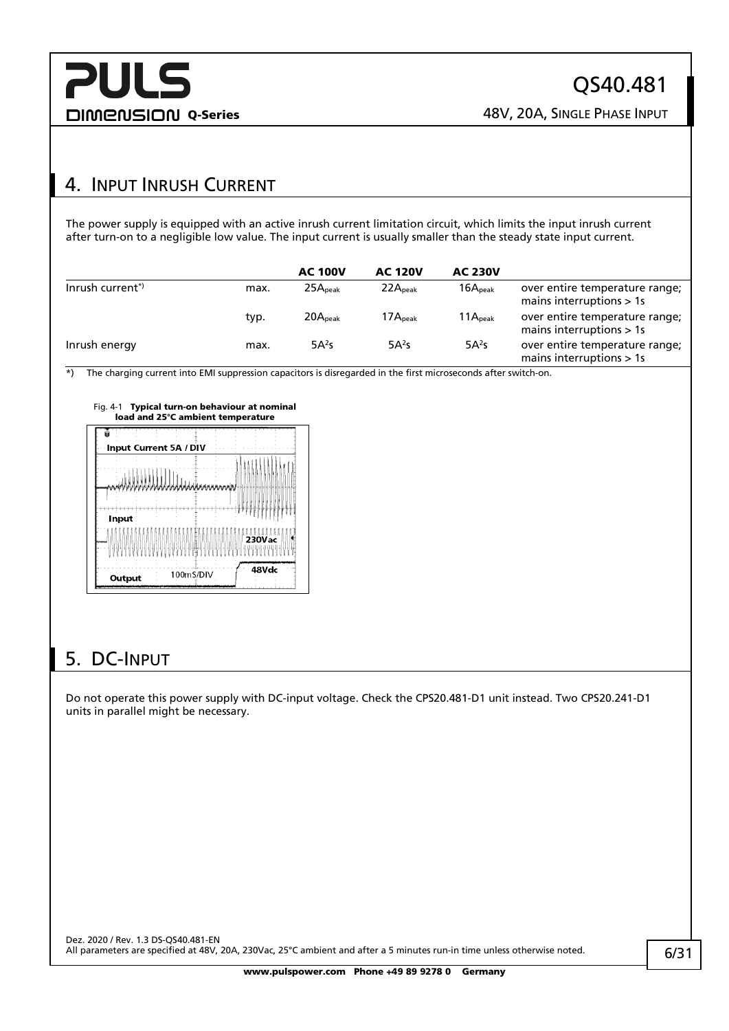# 4. Input Inrush Current

The power supply is equipped with an active inrush current limitation circuit, which limits the input inrush current after turn-on to a negligible low value. The input current is usually smaller than the steady state input current.

| | | AC 100V | AC 120V | AC 230V | |
|---|---|---|---|---|---|
| Inrush current*) | max. | $25A_{peak}$ | $22A_{peak}$ | $16A_{peak}$ | over entire temperature range; mains interruptions > 1s |
| | typ. | $20A_{peak}$ | $17A_{peak}$ | $11A_{peak}$ | over entire temperature range; mains interruptions > 1s |
| Inrush energy | max. | $5A^2s$ | $5A^2s$ | $5A^2s$ | over entire temperature range; mains interruptions > 1s |

*) The charging current into EMI suppression capacitors is disregarded in the first microseconds after switch-on.

Fig. 4-1 **Typical turn-on behaviour at nominal load and 25°C ambient temperature**

# 5. DC-Input

Do not operate this power supply with DC-input voltage. Check the CPS20.481-D1 unit instead. Two CPS20.241-D1 units in parallel might be necessary.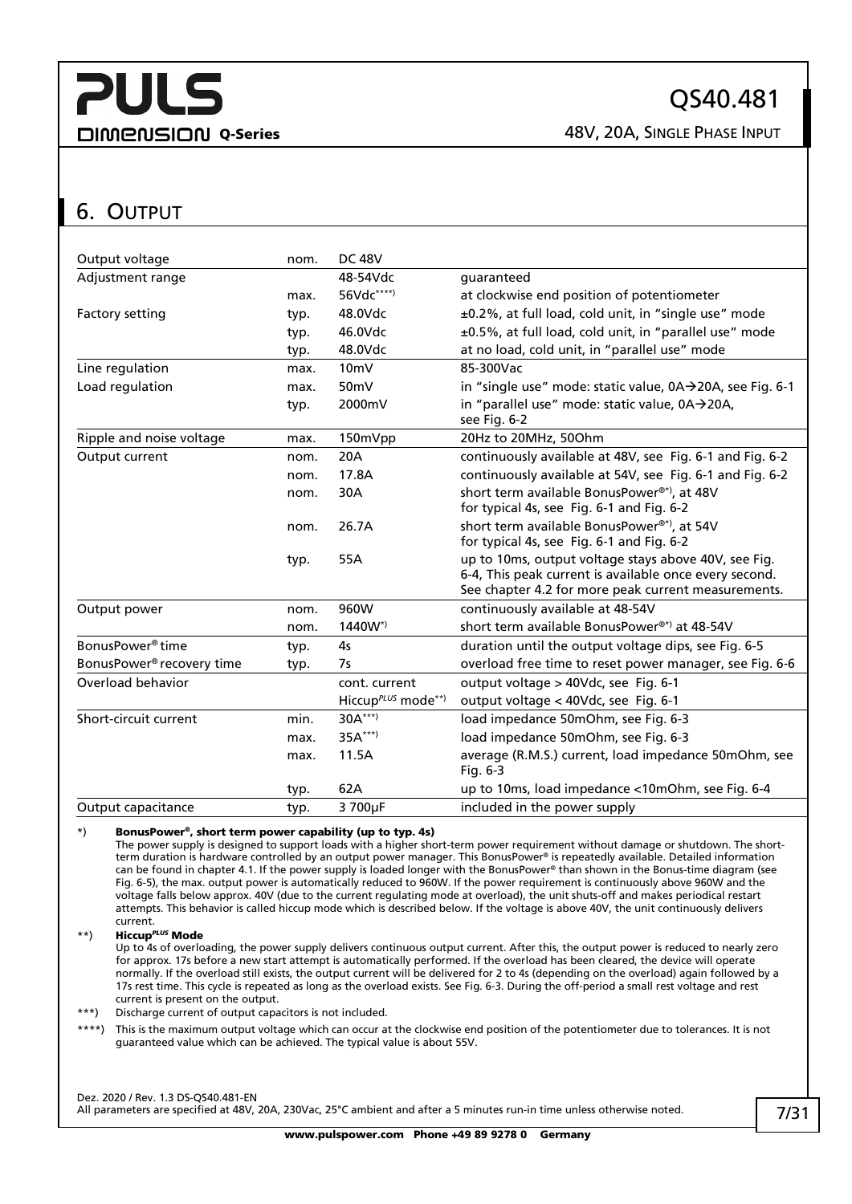## 6. Output

| | | | |
|---|---|---|---|
| Output voltage | nom. | DC 48V | |
| Adjustment range | | 48-54Vdc | guaranteed |
| | max. | 56Vdc****) | at clockwise end position of potentiometer |
| Factory setting | typ. | 48.0Vdc | ±0.2%, at full load, cold unit, in "single use" mode |
| | typ. | 46.0Vdc | ±0.5%, at full load, cold unit, in "parallel use" mode |
| | typ. | 48.0Vdc | at no load, cold unit, in "parallel use" mode |
| Line regulation | max. | 10mV | 85-300Vac |
| Load regulation | max. | 50mV | in "single use" mode: static value, 0A→20A, see Fig. 6-1 |
| | typ. | 2000mV | in "parallel use" mode: static value, 0A→20A, see Fig. 6-2 |
| Ripple and noise voltage | max. | 150mVpp | 20Hz to 20MHz, 50Ohm |
| Output current | nom. | 20A | continuously available at 48V, see Fig. 6-1 and Fig. 6-2 |
| | nom. | 17.8A | continuously available at 54V, see Fig. 6-1 and Fig. 6-2 |
| | nom. | 30A | short term available BonusPower®*), at 48V for typical 4s, see Fig. 6-1 and Fig. 6-2 |
| | nom. | 26.7A | short term available BonusPower®*), at 54V for typical 4s, see Fig. 6-1 and Fig. 6-2 |
| | typ. | 55A | up to 10ms, output voltage stays above 40V, see Fig. 6-4, This peak current is available once every second. See chapter 4.2 for more peak current measurements. |
| Output power | nom. | 960W | continuously available at 48-54V |
| | nom. | 1440W*) | short term available BonusPower®*) at 48-54V |
| BonusPower® time | typ. | 4s | duration until the output voltage dips, see Fig. 6-5 |
| BonusPower® recovery time | typ. | 7s | overload free time to reset power manager, see Fig. 6-6 |
| Overload behavior | | cont. current | output voltage > 40Vdc, see Fig. 6-1 |
| | | Hiccup*PLUS* mode**) | output voltage < 40Vdc, see Fig. 6-1 |
| Short-circuit current | min. | 30A***) | load impedance 50mOhm, see Fig. 6-3 |
| | max. | 35A***) | load impedance 50mOhm, see Fig. 6-3 |
| | max. | 11.5A | average (R.M.S.) current, load impedance 50mOhm, see Fig. 6-3 |
| | typ. | 62A | up to 10ms, load impedance <10mOhm, see Fig. 6-4 |
| Output capacitance | typ. | 3 700µF | included in the power supply |

*) **BonusPower®, short term power capability (up to typ. 4s)**
The power supply is designed to support loads with a higher short-term power requirement without damage or shutdown. The short-term duration is hardware controlled by an output power manager. This BonusPower® is repeatedly available. Detailed information can be found in chapter 4.1. If the power supply is loaded longer with the BonusPower® than shown in the Bonus-time diagram (see Fig. 6-5), the max. output power is automatically reduced to 960W. If the power requirement is continuously above 960W and the voltage falls below approx. 40V (due to the current regulating mode at overload), the unit shuts-off and makes periodical restart attempts. This behavior is called hiccup mode which is described below. If the voltage is above 40V, the unit continuously delivers current.

**) **Hiccup*PLUS* Mode**
Up to 4s of overloading, the power supply delivers continuous output current. After this, the output power is reduced to nearly zero for approx. 17s before a new start attempt is automatically performed. If the overload has been cleared, the device will operate normally. If the overload still exists, the output current will be delivered for 2 to 4s (depending on the overload) again followed by a 17s rest time. This cycle is repeated as long as the overload exists. See Fig. 6-3. During the off-period a small rest voltage and rest current is present on the output.

***) Discharge current of output capacitors is not included.

****) This is the maximum output voltage which can occur at the clockwise end position of the potentiometer due to tolerances. It is not guaranteed value which can be achieved. The typical value is about 55V.

All parameters are specified at 48V, 20A, 230Vac, 25°C ambient and after a 5 minutes run-in time unless otherwise noted.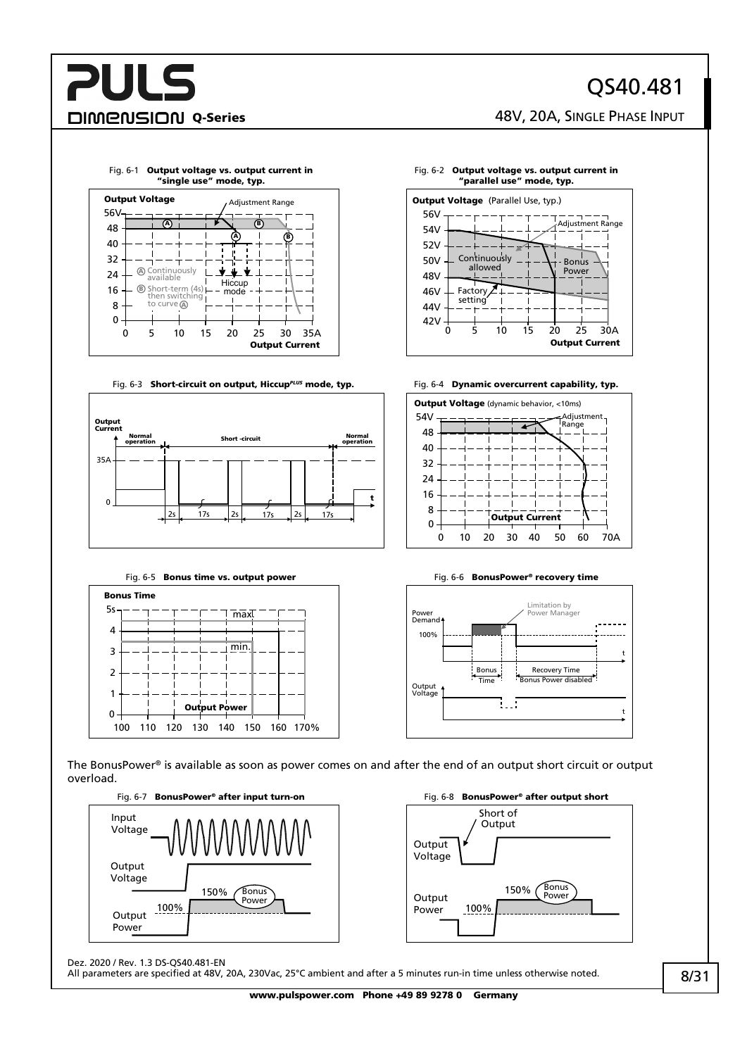Fig. 6-1 **Output voltage vs. output current in "single use" mode, typ.**

Fig. 6-2 **Output voltage vs. output current in "parallel use" mode, typ.**

Fig. 6-3 **Short-circuit on output, Hiccup*PLUS* mode, typ.**

Fig. 6-4 **Dynamic overcurrent capability, typ.**

Fig. 6-5 **Bonus time vs. output power**

Fig. 6-6 **BonusPower® recovery time**

The BonusPower® is available as soon as power comes on and after the end of an output short circuit or output overload.

Fig. 6-7 **BonusPower® after input turn-on**

Fig. 6-8 **BonusPower® after output short**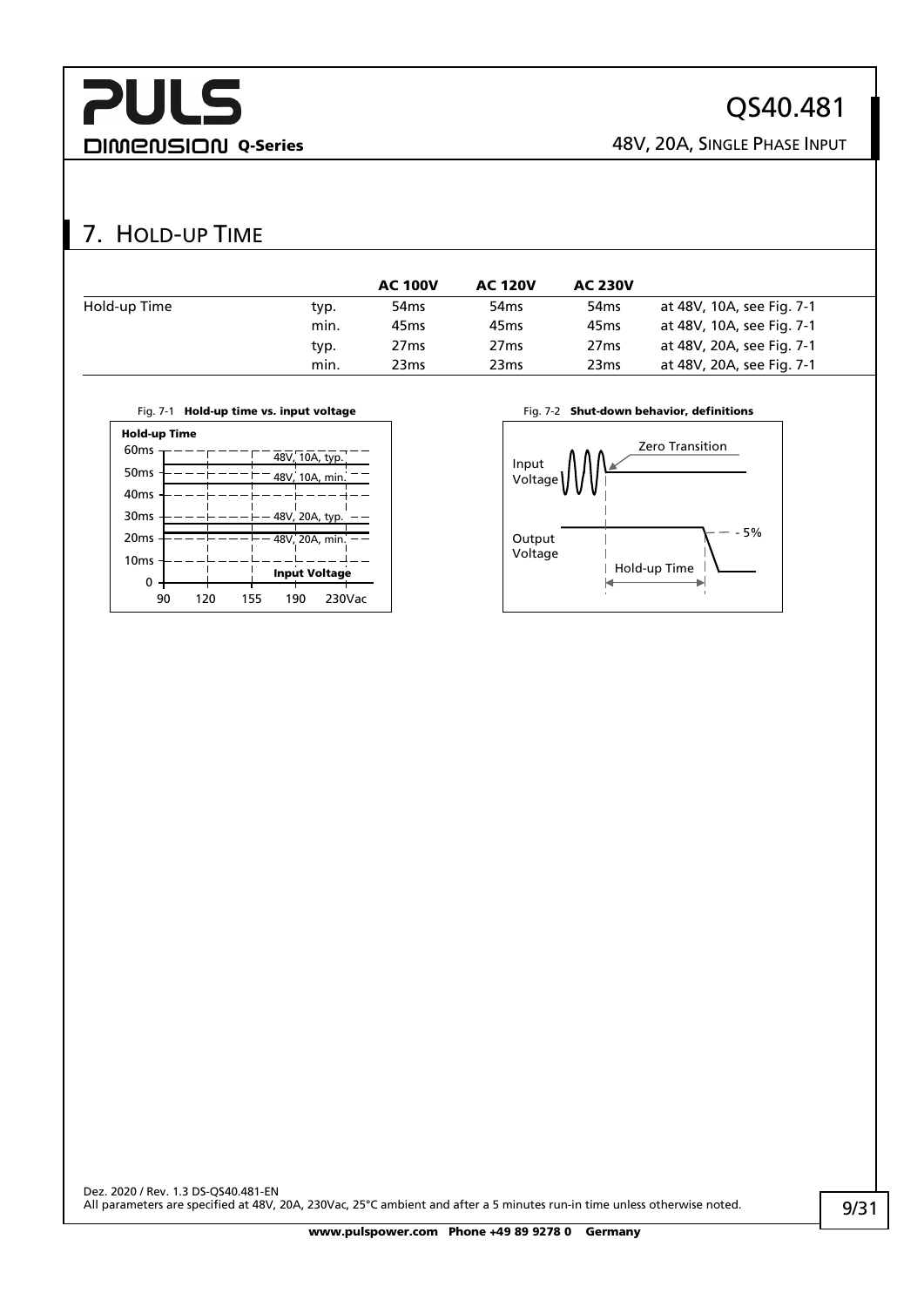## 7. Hold-up Time

| | | AC 100V | AC 120V | AC 230V | |
|---|---|---|---|---|---|
| Hold-up Time | typ. | 54ms | 54ms | 54ms | at 48V, 10A, see Fig. 7-1 |
| | min. | 45ms | 45ms | 45ms | at 48V, 10A, see Fig. 7-1 |
| | typ. | 27ms | 27ms | 27ms | at 48V, 20A, see Fig. 7-1 |
| | min. | 23ms | 23ms | 23ms | at 48V, 20A, see Fig. 7-1 |

Fig. 7-1 **Hold-up time vs. input voltage**

Fig. 7-2 **Shut-down behavior, definitions**

Dez. 2020 / Rev. 1.3 DS-QS40.481-EN

All parameters are specified at 48V, 20A, 230Vac, 25°C ambient and after a 5 minutes run-in time unless otherwise noted.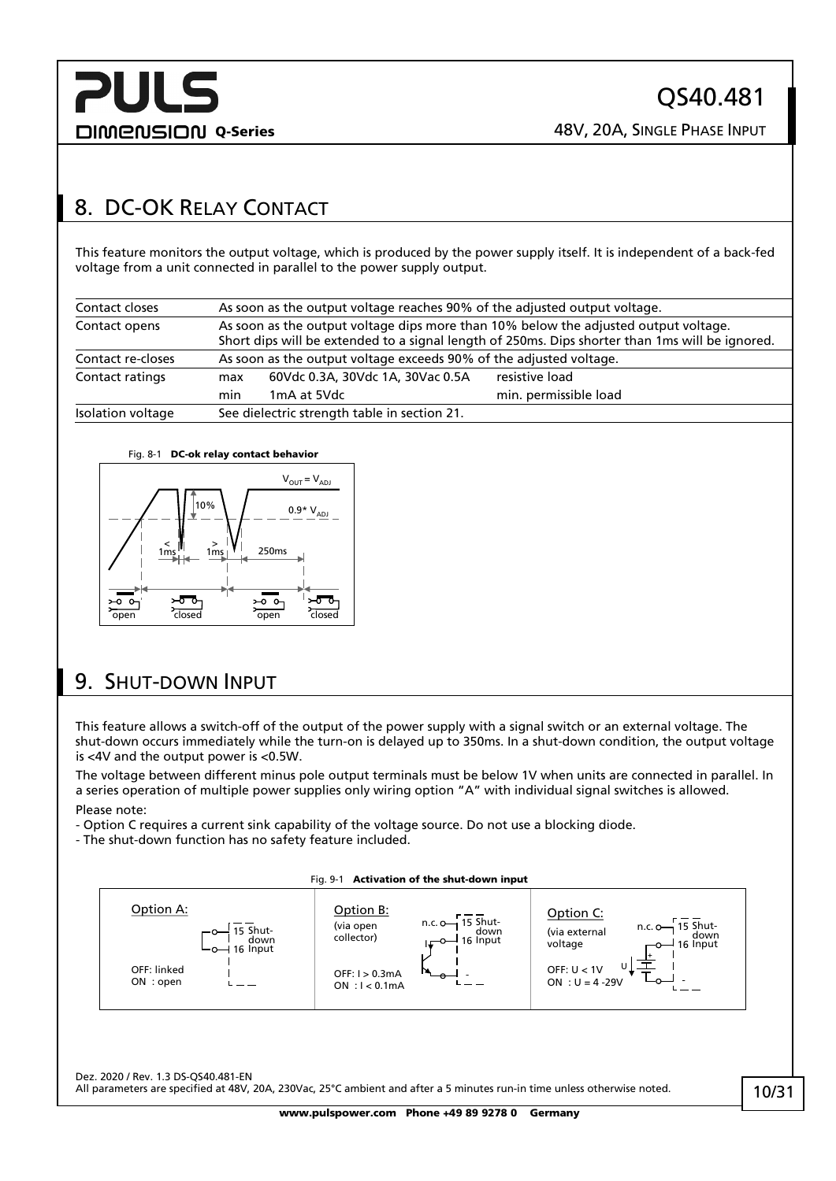## 8. DC-OK Relay Contact

This feature monitors the output voltage, which is produced by the power supply itself. It is independent of a back-fed voltage from a unit connected in parallel to the power supply output.

| Contact closes | As soon as the output voltage reaches 90% of the adjusted output voltage. | | |
|---|---|---|---|
| Contact opens | As soon as the output voltage dips more than 10% below the adjusted output voltage. Short dips will be extended to a signal length of 250ms. Dips shorter than 1ms will be ignored. | | |
| Contact re-closes | As soon as the output voltage exceeds 90% of the adjusted voltage. | | |
| Contact ratings | max | 60Vdc 0.3A, 30Vdc 1A, 30Vac 0.5A | resistive load |
| | min | 1mA at 5Vdc | min. permissible load |
| Isolation voltage | See dielectric strength table in section 21. | | |

Fig. 8-1 **DC-ok relay contact behavior**

## 9. Shut-down Input

This feature allows a switch-off of the output of the power supply with a signal switch or an external voltage. The shut-down occurs immediately while the turn-on is delayed up to 350ms. In a shut-down condition, the output voltage is <4V and the output power is <0.5W.

The voltage between different minus pole output terminals must be below 1V when units are connected in parallel. In a series operation of multiple power supplies only wiring option "A" with individual signal switches is allowed.

Please note:
- Option C requires a current sink capability of the voltage source. Do not use a blocking diode.
- The shut-down function has no safety feature included.

Fig. 9-1 **Activation of the shut-down input**

Option A: OFF: linked, ON : open

Option B: (via open collector) OFF: I > 0.3mA, ON : I < 0.1mA

Option C: (via external voltage) OFF: U < 1V, ON : U = 4 -29V

Dez. 2020 / Rev. 1.3 DS-QS40.481-EN

All parameters are specified at 48V, 20A, 230Vac, 25°C ambient and after a 5 minutes run-in time unless otherwise noted.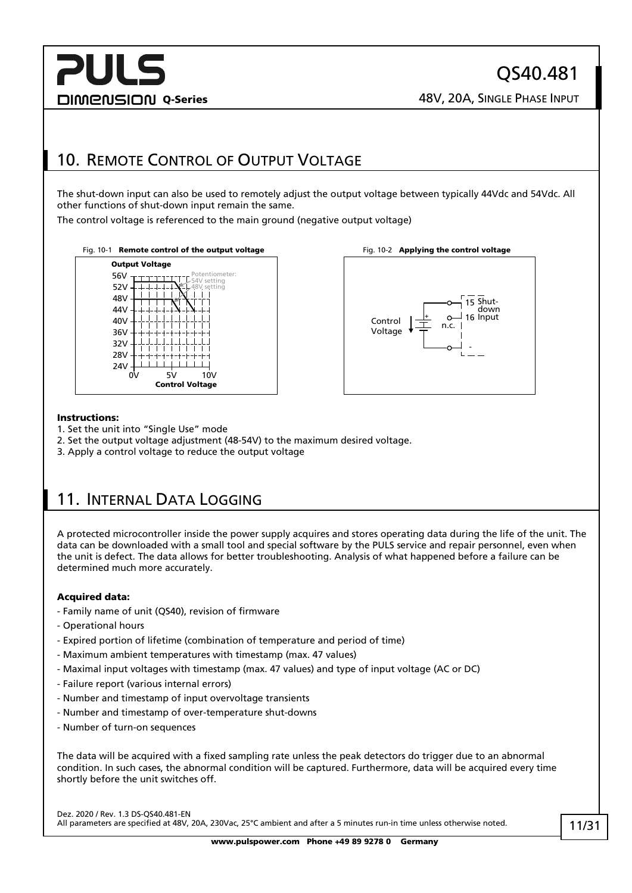## 10. Remote Control of Output Voltage

The shut-down input can also be used to remotely adjust the output voltage between typically 44Vdc and 54Vdc. All other functions of shut-down input remain the same.

The control voltage is referenced to the main ground (negative output voltage)

Fig. 10-1 **Remote control of the output voltage**

Fig. 10-2 **Applying the control voltage**

**Instructions:**

1. Set the unit into "Single Use" mode
2. Set the output voltage adjustment (48-54V) to the maximum desired voltage.
3. Apply a control voltage to reduce the output voltage

## 11. Internal Data Logging

A protected microcontroller inside the power supply acquires and stores operating data during the life of the unit. The data can be downloaded with a small tool and special software by the PULS service and repair personnel, even when the unit is defect. The data allows for better troubleshooting. Analysis of what happened before a failure can be determined much more accurately.

**Acquired data:**

- Family name of unit (QS40), revision of firmware
- Operational hours
- Expired portion of lifetime (combination of temperature and period of time)
- Maximum ambient temperatures with timestamp (max. 47 values)
- Maximal input voltages with timestamp (max. 47 values) and type of input voltage (AC or DC)
- Failure report (various internal errors)
- Number and timestamp of input overvoltage transients
- Number and timestamp of over-temperature shut-downs
- Number of turn-on sequences

The data will be acquired with a fixed sampling rate unless the peak detectors do trigger due to an abnormal condition. In such cases, the abnormal condition will be captured. Furthermore, data will be acquired every time shortly before the unit switches off.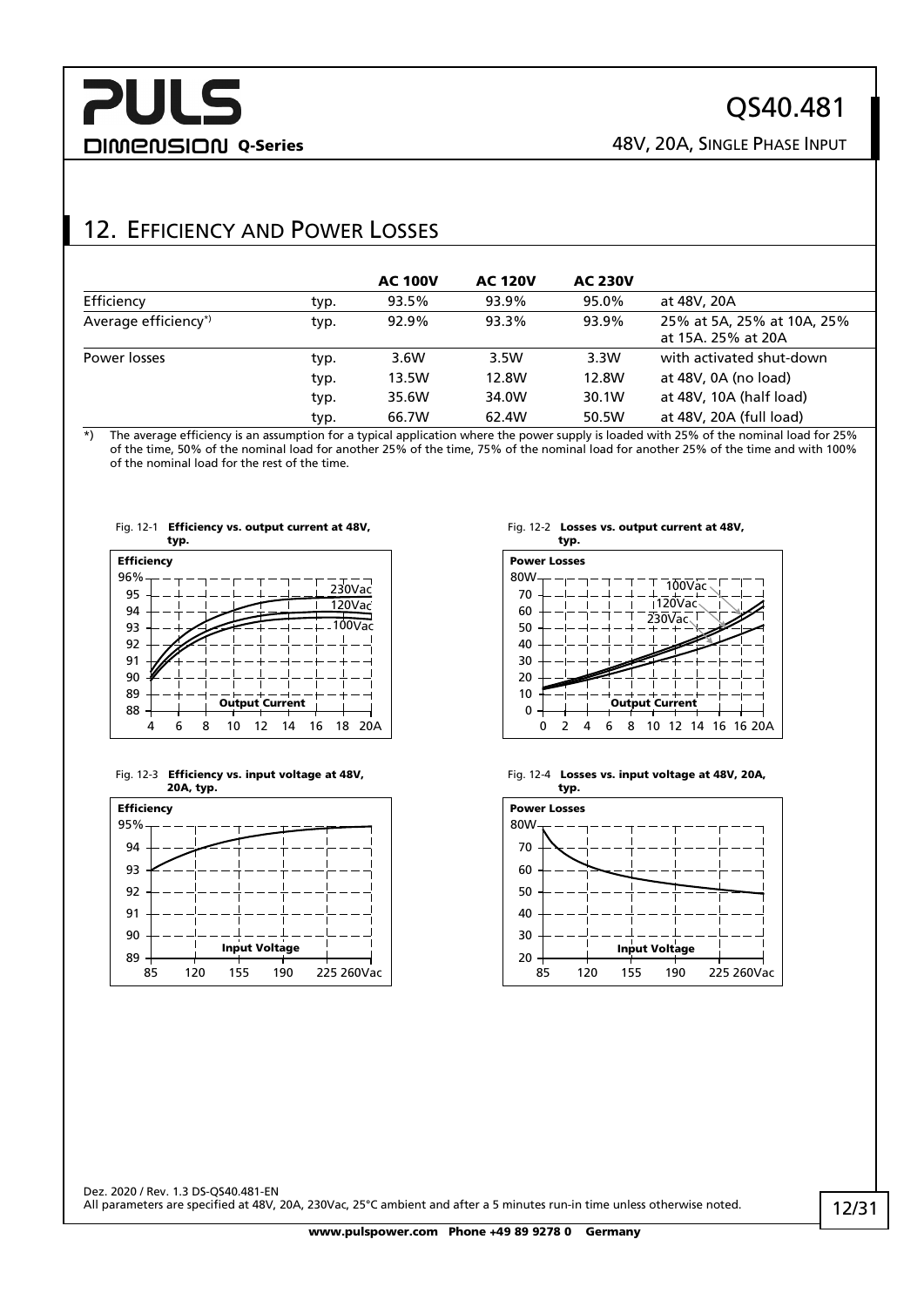## 12. Efficiency and Power Losses

| | | AC 100V | AC 120V | AC 230V | |
|---|---|---|---|---|---|
| Efficiency | typ. | 93.5% | 93.9% | 95.0% | at 48V, 20A |
| Average efficiency*) | typ. | 92.9% | 93.3% | 93.9% | 25% at 5A, 25% at 10A, 25% at 15A. 25% at 20A |
| Power losses | typ. | 3.6W | 3.5W | 3.3W | with activated shut-down |
| | typ. | 13.5W | 12.8W | 12.8W | at 48V, 0A (no load) |
| | typ. | 35.6W | 34.0W | 30.1W | at 48V, 10A (half load) |
| | typ. | 66.7W | 62.4W | 50.5W | at 48V, 20A (full load) |

*) The average efficiency is an assumption for a typical application where the power supply is loaded with 25% of the nominal load for 25% of the time, 50% of the nominal load for another 25% of the time, 75% of the nominal load for another 25% of the time and with 100% of the nominal load for the rest of the time.

Fig. 12-1 **Efficiency vs. output current at 48V, typ.**

Fig. 12-2 **Losses vs. output current at 48V, typ.**

Fig. 12-3 **Efficiency vs. input voltage at 48V, 20A, typ.**

Fig. 12-4 **Losses vs. input voltage at 48V, 20A, typ.**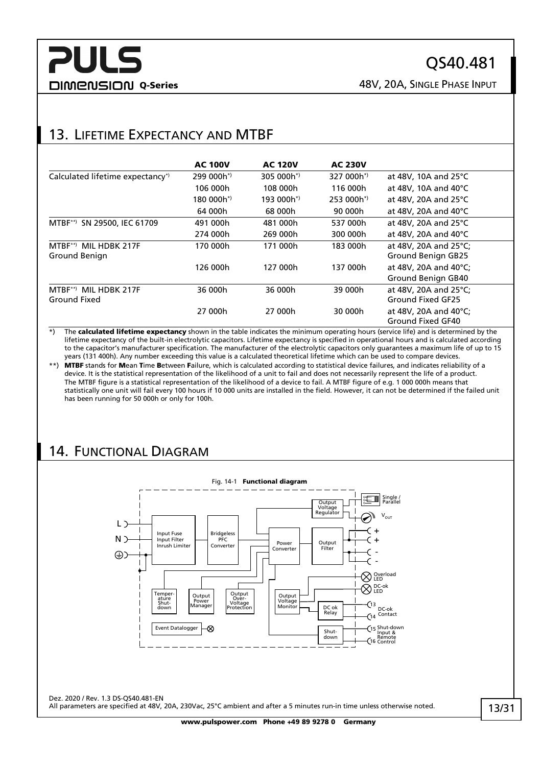## 13. Lifetime Expectancy and MTBF

| | AC 100V | AC 120V | AC 230V | |
|---|---|---|---|---|
| Calculated lifetime expectancy*) | 299 000h*) | 305 000h*) | 327 000h*) | at 48V, 10A and 25°C |
| | 106 000h | 108 000h | 116 000h | at 48V, 10A and 40°C |
| | 180 000h*) | 193 000h*) | 253 000h*) | at 48V, 20A and 25°C |
| | 64 000h | 68 000h | 90 000h | at 48V, 20A and 40°C |
| MTBF**) SN 29500, IEC 61709 | 491 000h | 481 000h | 537 000h | at 48V, 20A and 25°C |
| | 274 000h | 269 000h | 300 000h | at 48V, 20A and 40°C |
| MTBF**) MIL HDBK 217F Ground Benign | 170 000h | 171 000h | 183 000h | at 48V, 20A and 25°C; Ground Benign GB25 |
| | 126 000h | 127 000h | 137 000h | at 48V, 20A and 40°C; Ground Benign GB40 |
| MTBF**) MIL HDBK 217F Ground Fixed | 36 000h | 36 000h | 39 000h | at 48V, 20A and 25°C; Ground Fixed GF25 |
| | 27 000h | 27 000h | 30 000h | at 48V, 20A and 40°C; Ground Fixed GF40 |

*) The **calculated lifetime expectancy** shown in the table indicates the minimum operating hours (service life) and is determined by the lifetime expectancy of the built-in electrolytic capacitors. Lifetime expectancy is specified in operational hours and is calculated according to the capacitor's manufacturer specification. The manufacturer of the electrolytic capacitors only guarantees a maximum life of up to 15 years (131 400h). Any number exceeding this value is a calculated theoretical lifetime which can be used to compare devices.

**) **MTBF** stands for **M**ean **T**ime **B**etween **F**ailure, which is calculated according to statistical device failures, and indicates reliability of a device. It is the statistical representation of the likelihood of a unit to fail and does not necessarily represent the life of a product. The MTBF figure is a statistical representation of the likelihood of a device to fail. A MTBF figure of e.g. 1 000 000h means that statistically one unit will fail every 100 hours if 10 000 units are installed in the field. However, it can not be determined if the failed unit has been running for 50 000h or only for 100h.

## 14. Functional Diagram

Fig. 14-1 **Functional diagram**

L, N, ⏚ — Input Fuse, Input Filter, Inrush Limiter — Bridgeless PFC Converter — Power Converter — Output Filter — +, +, -, -

Output Voltage Regulator — Single / Parallel, $V_{OUT}$

Temperature Shut-down; Output Power Manager; Output Over-Voltage Protection; Output Voltage Monitor — DC ok Relay — 13, 14 DC-ok Contact; Overload LED; DC-ok LED

Event Datalogger; Shut-down — 15, 16 Shut-down Input & Remote Control

Dez. 2020 / Rev. 1.3 DS-QS40.481-EN
All parameters are specified at 48V, 20A, 230Vac, 25°C ambient and after a 5 minutes run-in time unless otherwise noted.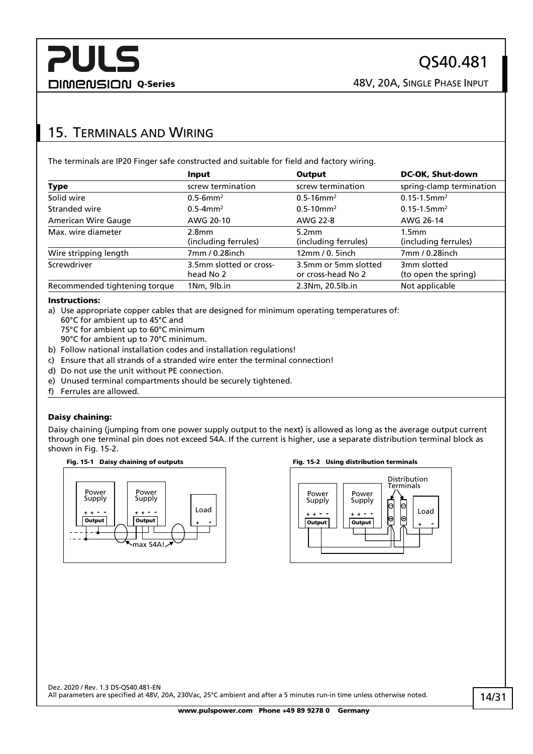## 15. Terminals and Wiring

The terminals are IP20 Finger safe constructed and suitable for field and factory wiring.

| | **Input** | **Output** | **DC-OK, Shut-down** |
|---|---|---|---|
| **Type** | screw termination | screw termination | spring-clamp termination |
| Solid wire | 0.5-6mm² | 0.5-16mm² | 0.15-1.5mm² |
| Stranded wire | 0.5-4mm² | 0.5-10mm² | 0.15-1.5mm² |
| American Wire Gauge | AWG 20-10 | AWG 22-8 | AWG 26-14 |
| Max. wire diameter | 2.8mm (including ferrules) | 5.2mm (including ferrules) | 1.5mm (including ferrules) |
| Wire stripping length | 7mm / 0.28inch | 12mm / 0. 5inch | 7mm / 0.28inch |
| Screwdriver | 3.5mm slotted or cross-head No 2 | 3.5mm or 5mm slotted or cross-head No 2 | 3mm slotted (to open the spring) |
| Recommended tightening torque | 1Nm, 9lb.in | 2.3Nm, 20.5lb.in | Not applicable |

**Instructions:**

a) Use appropriate copper cables that are designed for minimum operating temperatures of:
   60°C for ambient up to 45°C and
   75°C for ambient up to 60°C minimum
   90°C for ambient up to 70°C minimum.
b) Follow national installation codes and installation regulations!
c) Ensure that all strands of a stranded wire enter the terminal connection!
d) Do not use the unit without PE connection.
e) Unused terminal compartments should be securely tightened.
f) Ferrules are allowed.

**Daisy chaining:**

Daisy chaining (jumping from one power supply output to the next) is allowed as long as the average output current through one terminal pin does not exceed 54A. If the current is higher, use a separate distribution terminal block as shown in Fig. 15-2.

**Fig. 15-1 Daisy chaining of outputs**

**Fig. 15-2 Using distribution terminals**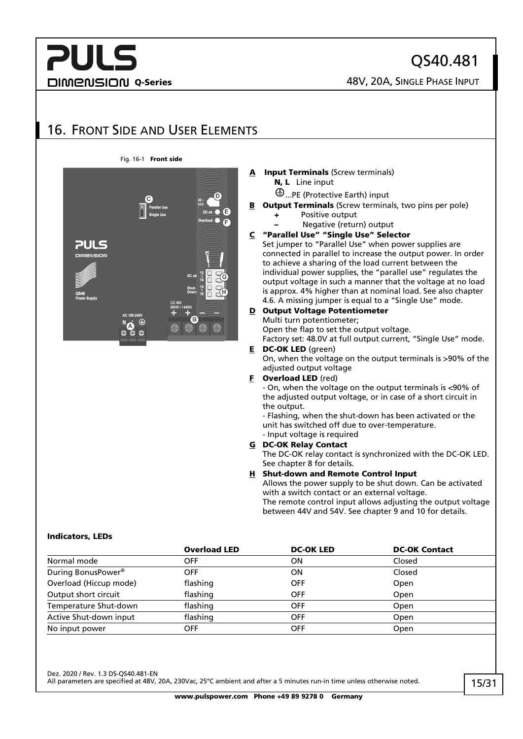## 16. Front Side and User Elements

Fig. 16-1 **Front side**

**A Input Terminals** (Screw terminals)

- **N, L** Line input
- ⊕...PE (Protective Earth) input

**B Output Terminals** (Screw terminals, two pins per pole)

- **+** Positive output
- **–** Negative (return) output

**C "Parallel Use" "Single Use" Selector**

Set jumper to "Parallel Use" when power supplies are connected in parallel to increase the output power. In order to achieve a sharing of the load current between the individual power supplies, the "parallel use" regulates the output voltage in such a manner that the voltage at no load is approx. 4% higher than at nominal load. See also chapter 4.6. A missing jumper is equal to a "Single Use" mode.

**D Output Voltage Potentiometer**

Multi turn potentiometer;
Open the flap to set the output voltage.
Factory set: 48.0V at full output current, "Single Use" mode.

**E DC-OK LED** (green)

On, when the voltage on the output terminals is >90% of the adjusted output voltage

**F Overload LED** (red)

- On, when the voltage on the output terminals is <90% of the adjusted output voltage, or in case of a short circuit in the output.
- Flashing, when the shut-down has been activated or the unit has switched off due to over-temperature.
- Input voltage is required

**G DC-OK Relay Contact**

The DC-OK relay contact is synchronized with the DC-OK LED. See chapter 8 for details.

**H Shut-down and Remote Control Input**

Allows the power supply to be shut down. Can be activated with a switch contact or an external voltage.
The remote control input allows adjusting the output voltage between 44V and 54V. See chapter 9 and 10 for details.

**Indicators, LEDs**

| | Overload LED | DC-OK LED | DC-OK Contact |
|---|---|---|---|
| Normal mode | OFF | ON | Closed |
| During BonusPower® | OFF | ON | Closed |
| Overload (Hiccup mode) | flashing | OFF | Open |
| Output short circuit | flashing | OFF | Open |
| Temperature Shut-down | flashing | OFF | Open |
| Active Shut-down input | flashing | OFF | Open |
| No input power | OFF | OFF | Open |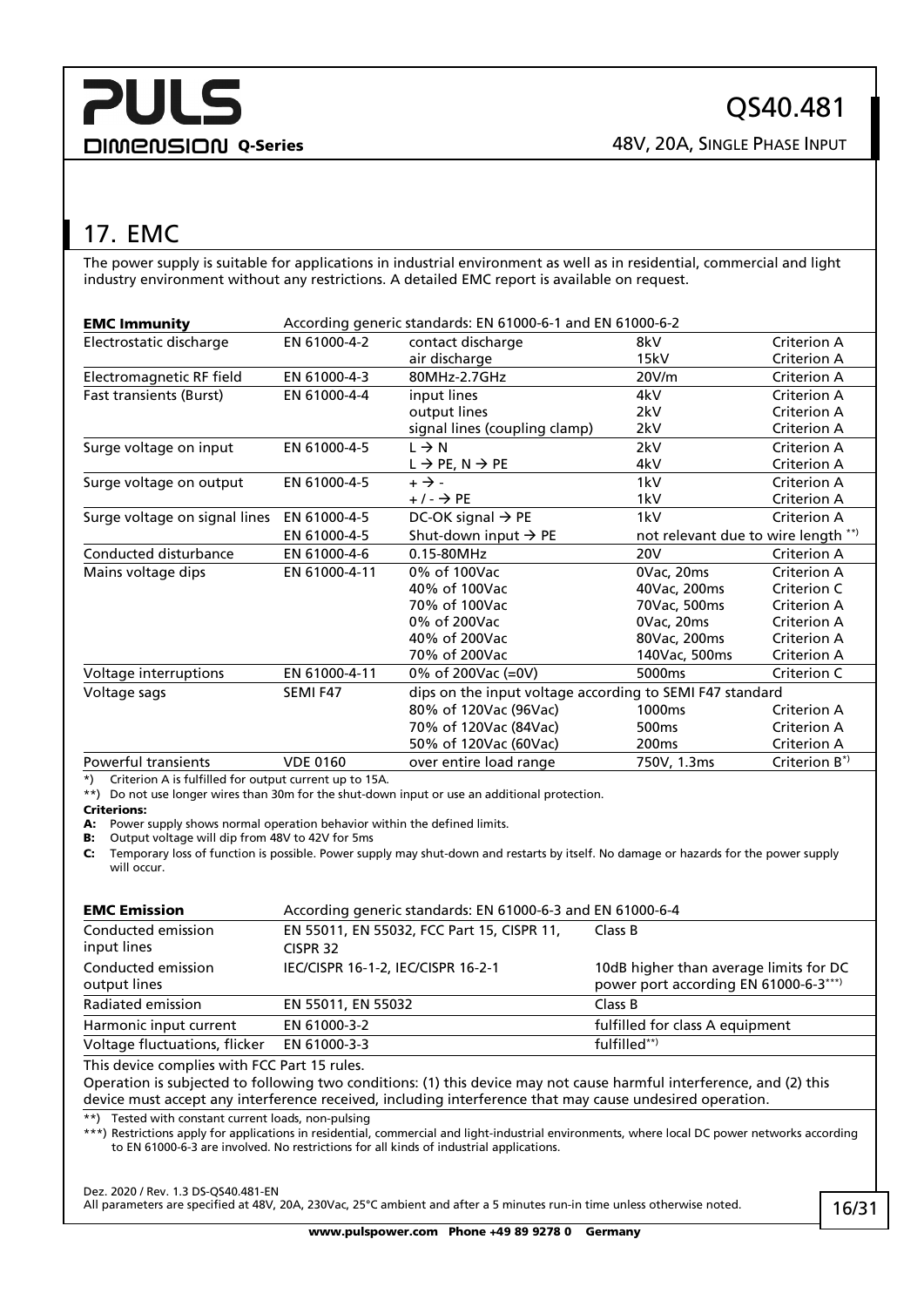## 17. EMC

The power supply is suitable for applications in industrial environment as well as in residential, commercial and light industry environment without any restrictions. A detailed EMC report is available on request.

| **EMC Immunity** | According generic standards: EN 61000-6-1 and EN 61000-6-2 | | | |
|---|---|---|---|---|
| Electrostatic discharge | EN 61000-4-2 | contact discharge | 8kV | Criterion A |
| | | air discharge | 15kV | Criterion A |
| Electromagnetic RF field | EN 61000-4-3 | 80MHz-2.7GHz | 20V/m | Criterion A |
| Fast transients (Burst) | EN 61000-4-4 | input lines | 4kV | Criterion A |
| | | output lines | 2kV | Criterion A |
| | | signal lines (coupling clamp) | 2kV | Criterion A |
| Surge voltage on input | EN 61000-4-5 | L → N | 2kV | Criterion A |
| | | L → PE, N → PE | 4kV | Criterion A |
| Surge voltage on output | EN 61000-4-5 | + → - | 1kV | Criterion A |
| | | + / - → PE | 1kV | Criterion A |
| Surge voltage on signal lines | EN 61000-4-5 | DC-OK signal → PE | 1kV | Criterion A |
| | EN 61000-4-5 | Shut-down input → PE | not relevant due to wire length **) | |
| Conducted disturbance | EN 61000-4-6 | 0.15-80MHz | 20V | Criterion A |
| Mains voltage dips | EN 61000-4-11 | 0% of 100Vac | 0Vac, 20ms | Criterion A |
| | | 40% of 100Vac | 40Vac, 200ms | Criterion C |
| | | 70% of 100Vac | 70Vac, 500ms | Criterion A |
| | | 0% of 200Vac | 0Vac, 20ms | Criterion A |
| | | 40% of 200Vac | 80Vac, 200ms | Criterion A |
| | | 70% of 200Vac | 140Vac, 500ms | Criterion A |
| Voltage interruptions | EN 61000-4-11 | 0% of 200Vac (=0V) | 5000ms | Criterion C |
| Voltage sags | SEMI F47 | dips on the input voltage according to SEMI F47 standard | | |
| | | 80% of 120Vac (96Vac) | 1000ms | Criterion A |
| | | 70% of 120Vac (84Vac) | 500ms | Criterion A |
| | | 50% of 120Vac (60Vac) | 200ms | Criterion A |
| Powerful transients | VDE 0160 | over entire load range | 750V, 1.3ms | Criterion B*) |

*) Criterion A is fulfilled for output current up to 15A.
**) Do not use longer wires than 30m for the shut-down input or use an additional protection.

**Criterions:**

**A:** Power supply shows normal operation behavior within the defined limits.
**B:** Output voltage will dip from 48V to 42V for 5ms
**C:** Temporary loss of function is possible. Power supply may shut-down and restarts by itself. No damage or hazards for the power supply will occur.

| **EMC Emission** | According generic standards: EN 61000-6-3 and EN 61000-6-4 | |
|---|---|---|
| Conducted emission input lines | EN 55011, EN 55032, FCC Part 15, CISPR 11, CISPR 32 | Class B |
| Conducted emission output lines | IEC/CISPR 16-1-2, IEC/CISPR 16-2-1 | 10dB higher than average limits for DC power port according EN 61000-6-3***) |
| Radiated emission | EN 55011, EN 55032 | Class B |
| Harmonic input current | EN 61000-3-2 | fulfilled for class A equipment |
| Voltage fluctuations, flicker | EN 61000-3-3 | fulfilled**) |

This device complies with FCC Part 15 rules.

Operation is subjected to following two conditions: (1) this device may not cause harmful interference, and (2) this device must accept any interference received, including interference that may cause undesired operation.

**) Tested with constant current loads, non-pulsing
***) Restrictions apply for applications in residential, commercial and light-industrial environments, where local DC power networks according to EN 61000-6-3 are involved. No restrictions for all kinds of industrial applications.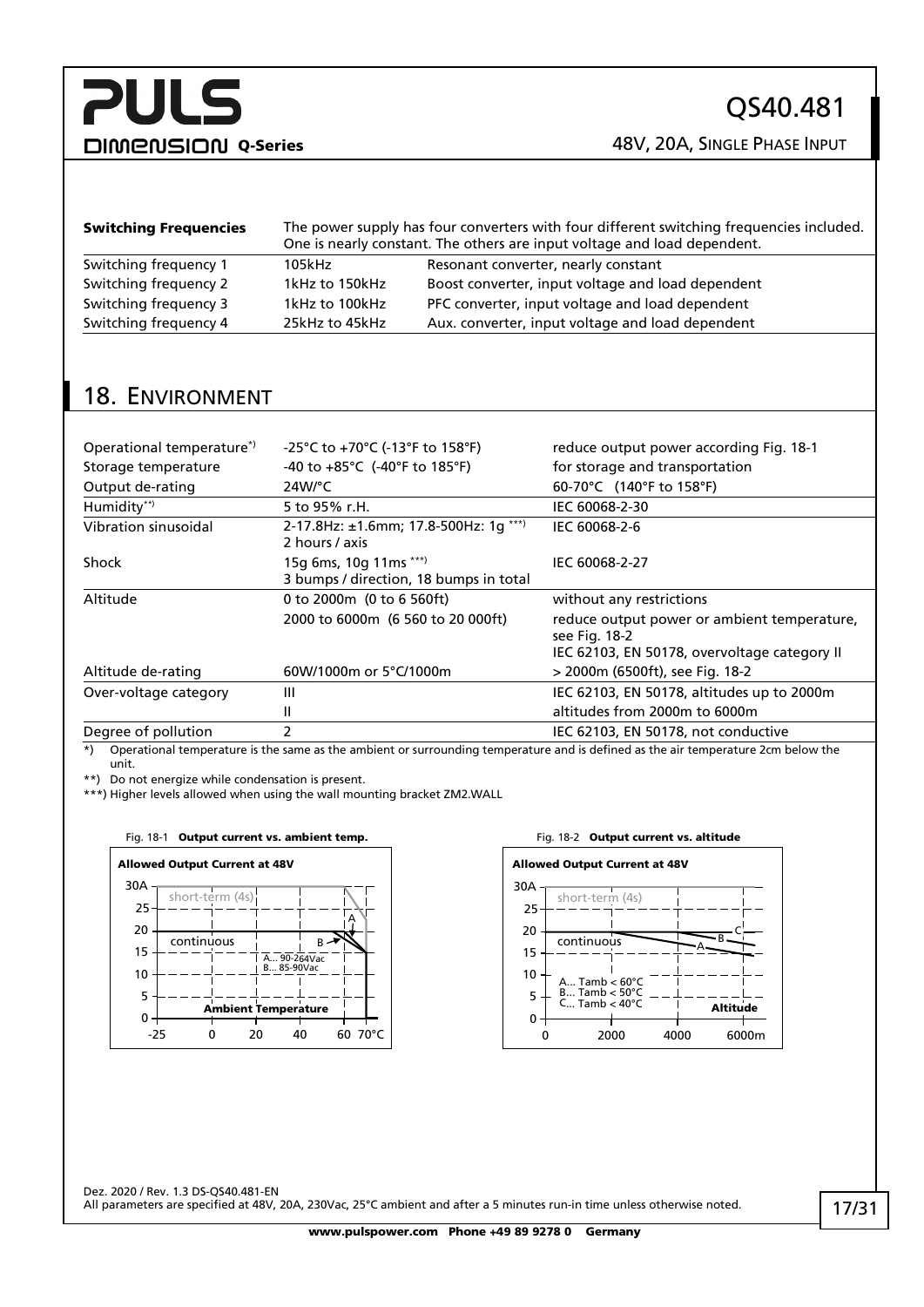| **Switching Frequencies** | The power supply has four converters with four different switching frequencies included. One is nearly constant. The others are input voltage and load dependent. | |
|---|---|---|
| Switching frequency 1 | 105kHz | Resonant converter, nearly constant |
| Switching frequency 2 | 1kHz to 150kHz | Boost converter, input voltage and load dependent |
| Switching frequency 3 | 1kHz to 100kHz | PFC converter, input voltage and load dependent |
| Switching frequency 4 | 25kHz to 45kHz | Aux. converter, input voltage and load dependent |

## 18. Environment

| | | |
|---|---|---|
| Operational temperature*) | -25°C to +70°C (-13°F to 158°F) | reduce output power according Fig. 18-1 |
| Storage temperature | -40 to +85°C (-40°F to 185°F) | for storage and transportation |
| Output de-rating | 24W/°C | 60-70°C (140°F to 158°F) |
| Humidity**) | 5 to 95% r.H. | IEC 60068-2-30 |
| Vibration sinusoidal | 2-17.8Hz: ±1.6mm; 17.8-500Hz: 1g ***) 2 hours / axis | IEC 60068-2-6 |
| Shock | 15g 6ms, 10g 11ms ***) 3 bumps / direction, 18 bumps in total | IEC 60068-2-27 |
| Altitude | 0 to 2000m (0 to 6 560ft) | without any restrictions |
| | 2000 to 6000m (6 560 to 20 000ft) | reduce output power or ambient temperature, see Fig. 18-2 IEC 62103, EN 50178, overvoltage category II |
| Altitude de-rating | 60W/1000m or 5°C/1000m | > 2000m (6500ft), see Fig. 18-2 |
| Over-voltage category | III | IEC 62103, EN 50178, altitudes up to 2000m |
| | II | altitudes from 2000m to 6000m |
| Degree of pollution | 2 | IEC 62103, EN 50178, not conductive |

*) Operational temperature is the same as the ambient or surrounding temperature and is defined as the air temperature 2cm below the unit.

**) Do not energize while condensation is present.

***) Higher levels allowed when using the wall mounting bracket ZM2.WALL

Fig. 18-1 **Output current vs. ambient temp.**

Fig. 18-2 **Output current vs. altitude**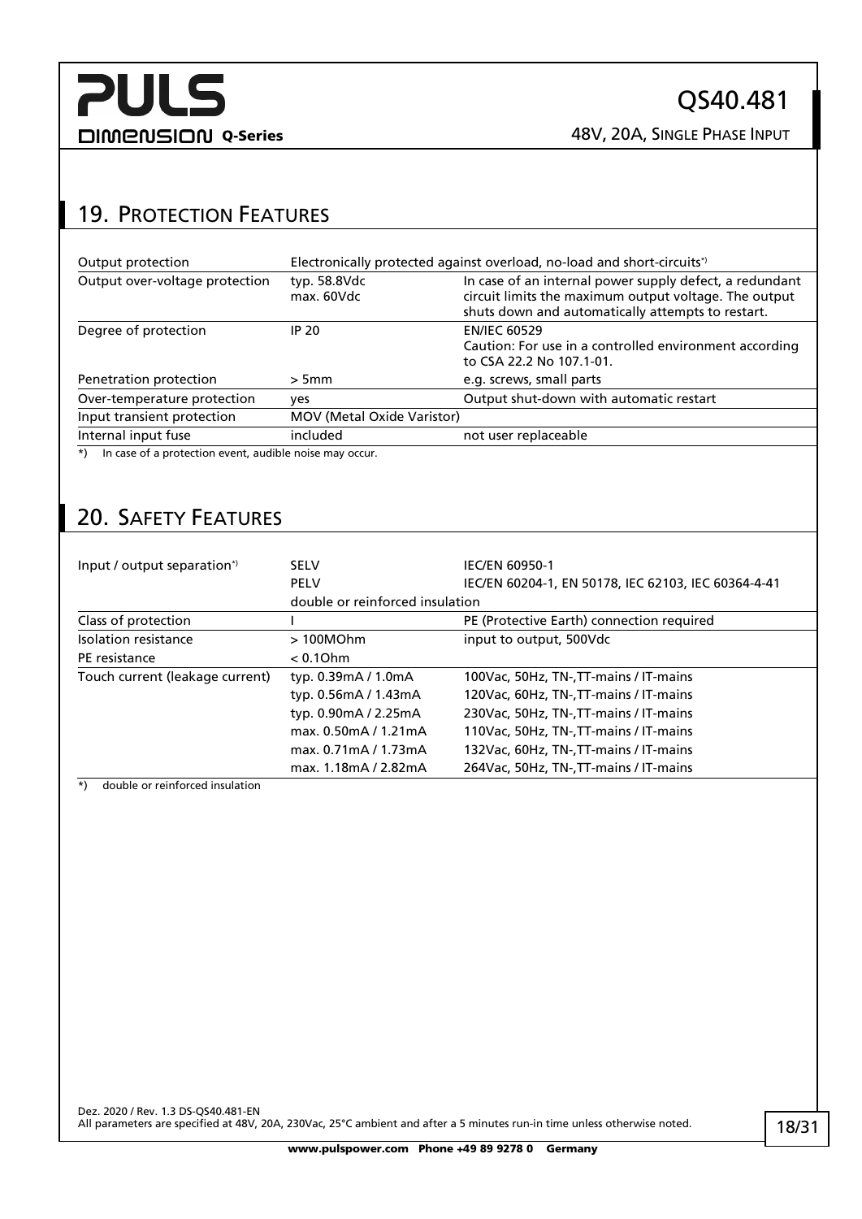## 19. Protection Features

| | | |
|---|---|---|
| Output protection | Electronically protected against overload, no-load and short-circuits*) | |
| Output over-voltage protection | typ. 58.8Vdc<br>max. 60Vdc | In case of an internal power supply defect, a redundant circuit limits the maximum output voltage. The output shuts down and automatically attempts to restart. |
| Degree of protection | IP 20 | EN/IEC 60529<br>Caution: For use in a controlled environment according to CSA 22.2 No 107.1-01. |
| Penetration protection | > 5mm | e.g. screws, small parts |
| Over-temperature protection | yes | Output shut-down with automatic restart |
| Input transient protection | MOV (Metal Oxide Varistor) | |
| Internal input fuse | included | not user replaceable |

*) In case of a protection event, audible noise may occur.

## 20. Safety Features

| | | |
|---|---|---|
| Input / output separation*) | SELV | IEC/EN 60950-1 |
| | PELV | IEC/EN 60204-1, EN 50178, IEC 62103, IEC 60364-4-41 |
| | double or reinforced insulation | |
| Class of protection | I | PE (Protective Earth) connection required |
| Isolation resistance | > 100MOhm | input to output, 500Vdc |
| PE resistance | < 0.1Ohm | |
| Touch current (leakage current) | typ. 0.39mA / 1.0mA | 100Vac, 50Hz, TN-,TT-mains / IT-mains |
| | typ. 0.56mA / 1.43mA | 120Vac, 60Hz, TN-,TT-mains / IT-mains |
| | typ. 0.90mA / 2.25mA | 230Vac, 50Hz, TN-,TT-mains / IT-mains |
| | max. 0.50mA / 1.21mA | 110Vac, 50Hz, TN-,TT-mains / IT-mains |
| | max. 0.71mA / 1.73mA | 132Vac, 60Hz, TN-,TT-mains / IT-mains |
| | max. 1.18mA / 2.82mA | 264Vac, 50Hz, TN-,TT-mains / IT-mains |

*) double or reinforced insulation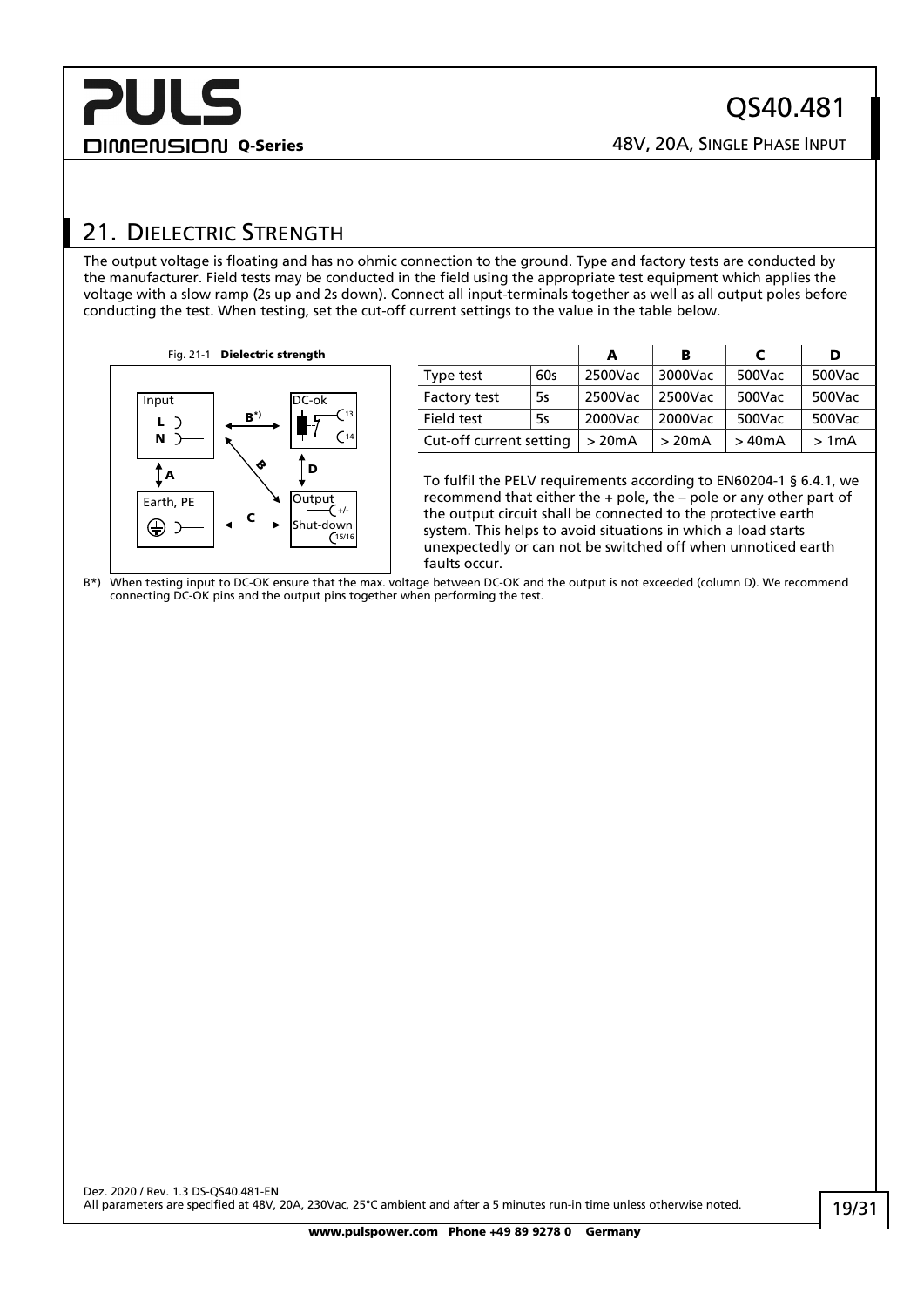## 21. Dielectric Strength

The output voltage is floating and has no ohmic connection to the ground. Type and factory tests are conducted by the manufacturer. Field tests may be conducted in the field using the appropriate test equipment which applies the voltage with a slow ramp (2s up and 2s down). Connect all input-terminals together as well as all output poles before conducting the test. When testing, set the cut-off current settings to the value in the table below.

Fig. 21-1 **Dielectric strength**

| | | **A** | **B** | **C** | **D** |
|---|---|---|---|---|---|
| Type test | 60s | 2500Vac | 3000Vac | 500Vac | 500Vac |
| Factory test | 5s | 2500Vac | 2500Vac | 500Vac | 500Vac |
| Field test | 5s | 2000Vac | 2000Vac | 500Vac | 500Vac |
| Cut-off current setting | | > 20mA | > 20mA | > 40mA | > 1mA |

To fulfil the PELV requirements according to EN60204-1 § 6.4.1, we recommend that either the + pole, the – pole or any other part of the output circuit shall be connected to the protective earth system. This helps to avoid situations in which a load starts unexpectedly or can not be switched off when unnoticed earth faults occur.

B*) When testing input to DC-OK ensure that the max. voltage between DC-OK and the output is not exceeded (column D). We recommend connecting DC-OK pins and the output pins together when performing the test.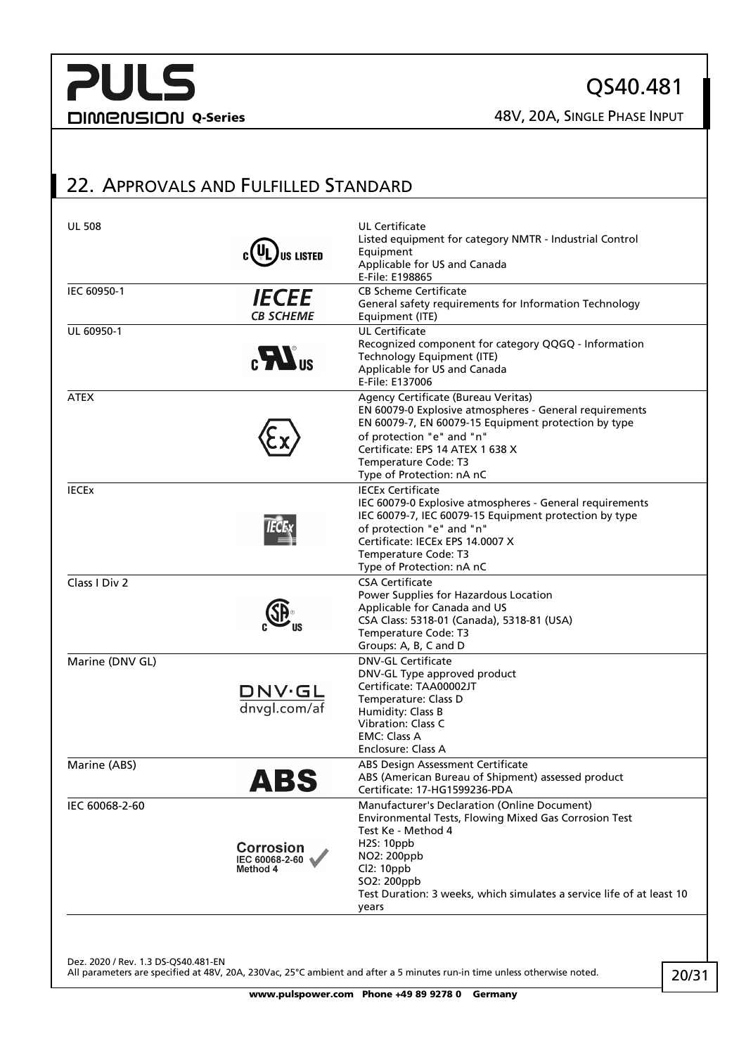## 22. Approvals and Fulfilled Standard

| Standard | Mark | Description |
|---|---|---|
| UL 508 | c UL US LISTED | UL Certificate<br>Listed equipment for category NMTR - Industrial Control Equipment<br>Applicable for US and Canada<br>E-File: E198865 |
| IEC 60950-1 | IECEE CB SCHEME | CB Scheme Certificate<br>General safety requirements for Information Technology Equipment (ITE) |
| UL 60950-1 | c RU us | UL Certificate<br>Recognized component for category QQGQ - Information Technology Equipment (ITE)<br>Applicable for US and Canada<br>E-File: E137006 |
| ATEX | Ex | Agency Certificate (Bureau Veritas)<br>EN 60079-0 Explosive atmospheres - General requirements<br>EN 60079-7, EN 60079-15 Equipment protection by type of protection "e" and "n"<br>Certificate: EPS 14 ATEX 1 638 X<br>Temperature Code: T3<br>Type of Protection: nA nC |
| IECEx | IECEx | IECEx Certificate<br>IEC 60079-0 Explosive atmospheres - General requirements<br>IEC 60079-7, IEC 60079-15 Equipment protection by type of protection "e" and "n"<br>Certificate: IECEx EPS 14.0007 X<br>Temperature Code: T3<br>Type of Protection: nA nC |
| Class I Div 2 | c SP us | CSA Certificate<br>Power Supplies for Hazardous Location<br>Applicable for Canada and US<br>CSA Class: 5318-01 (Canada), 5318-81 (USA)<br>Temperature Code: T3<br>Groups: A, B, C and D |
| Marine (DNV GL) | DNV·GL dnvgl.com/af | DNV-GL Certificate<br>DNV-GL Type approved product<br>Certificate: TAA00002JT<br>Temperature: Class D<br>Humidity: Class B<br>Vibration: Class C<br>EMC: Class A<br>Enclosure: Class A |
| Marine (ABS) | ABS | ABS Design Assessment Certificate<br>ABS (American Bureau of Shipment) assessed product<br>Certificate: 17-HG1599236-PDA |
| IEC 60068-2-60 | Corrosion IEC 60068-2-60 Method 4 | Manufacturer's Declaration (Online Document)<br>Environmental Tests, Flowing Mixed Gas Corrosion Test<br>Test Ke - Method 4<br>$H_2S$: 10ppb<br>$NO_2$: 200ppb<br>$Cl_2$: 10ppb<br>$SO_2$: 200ppb<br>Test Duration: 3 weeks, which simulates a service life of at least 10 years |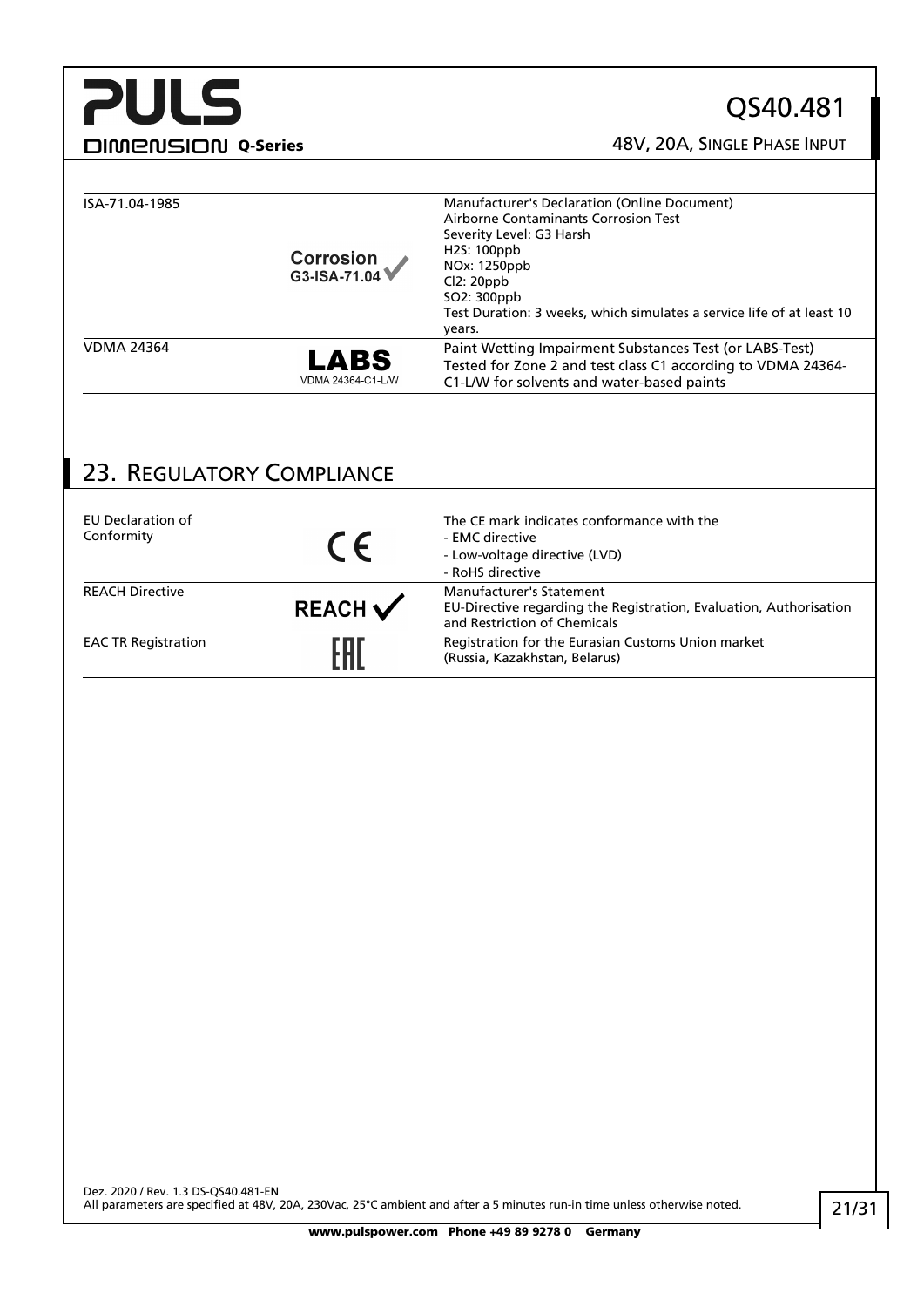| | | |
|---|---|---|
| ISA-71.04-1985 | Corrosion G3-ISA-71.04 ✓ | Manufacturer's Declaration (Online Document)<br>Airborne Contaminants Corrosion Test<br>Severity Level: G3 Harsh<br>$H_2S$: 100ppb<br>$NO_x$: 1250ppb<br>$Cl_2$: 20ppb<br>$SO_2$: 300ppb<br>Test Duration: 3 weeks, which simulates a service life of at least 10 years. |
| VDMA 24364 | LABS VDMA 24364-C1-L/W | Paint Wetting Impairment Substances Test (or LABS-Test)<br>Tested for Zone 2 and test class C1 according to VDMA 24364-C1-L/W for solvents and water-based paints |

## 23. Regulatory Compliance

| | | |
|---|---|---|
| EU Declaration of Conformity | CE | The CE mark indicates conformance with the<br>- EMC directive<br>- Low-voltage directive (LVD)<br>- RoHS directive |
| REACH Directive | REACH ✓ | Manufacturer's Statement<br>EU-Directive regarding the Registration, Evaluation, Authorisation and Restriction of Chemicals |
| EAC TR Registration | EAC | Registration for the Eurasian Customs Union market<br>(Russia, Kazakhstan, Belarus) |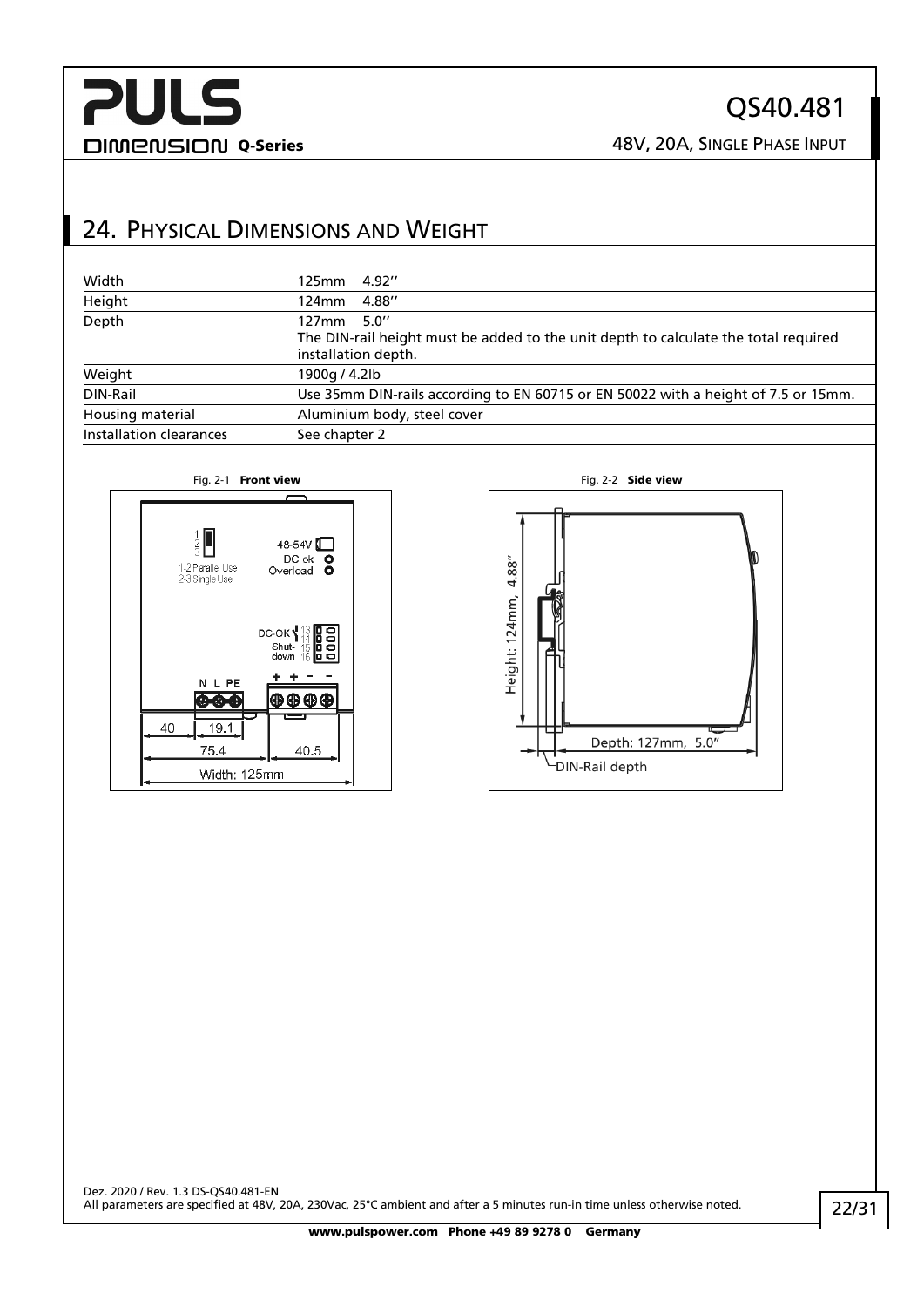## 24. Physical Dimensions and Weight

| | |
|---|---|
| Width | 125mm 4.92'' |
| Height | 124mm 4.88'' |
| Depth | 127mm 5.0''<br>The DIN-rail height must be added to the unit depth to calculate the total required installation depth. |
| Weight | 1900g / 4.2lb |
| DIN-Rail | Use 35mm DIN-rails according to EN 60715 or EN 50022 with a height of 7.5 or 15mm. |
| Housing material | Aluminium body, steel cover |
| Installation clearances | See chapter 2 |

Fig. 2-1 **Front view**

Fig. 2-2 **Side view**

Dez. 2020 / Rev. 1.3 DS-QS40.481-EN
All parameters are specified at 48V, 20A, 230Vac, 25°C ambient and after a 5 minutes run-in time unless otherwise noted.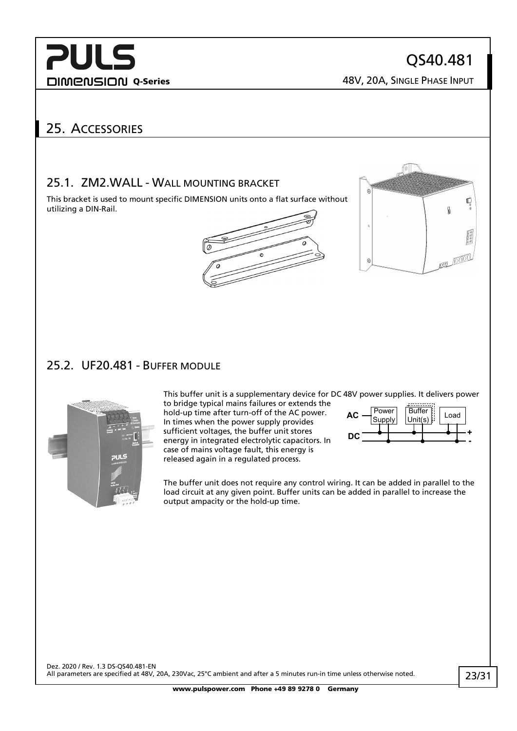## 25. Accessories

### 25.1. ZM2.WALL - Wall mounting bracket

This bracket is used to mount specific DIMENSION units onto a flat surface without utilizing a DIN-Rail.

### 25.2. UF20.481 - Buffer module

This buffer unit is a supplementary device for DC 48V power supplies. It delivers power to bridge typical mains failures or extends the hold-up time after turn-off of the AC power. In times when the power supply provides sufficient voltages, the buffer unit stores energy in integrated electrolytic capacitors. In case of mains voltage fault, this energy is released again in a regulated process.

The buffer unit does not require any control wiring. It can be added in parallel to the load circuit at any given point. Buffer units can be added in parallel to increase the output ampacity or the hold-up time.

Dez. 2020 / Rev. 1.3 DS-QS40.481-EN

All parameters are specified at 48V, 20A, 230Vac, 25°C ambient and after a 5 minutes run-in time unless noted otherwise.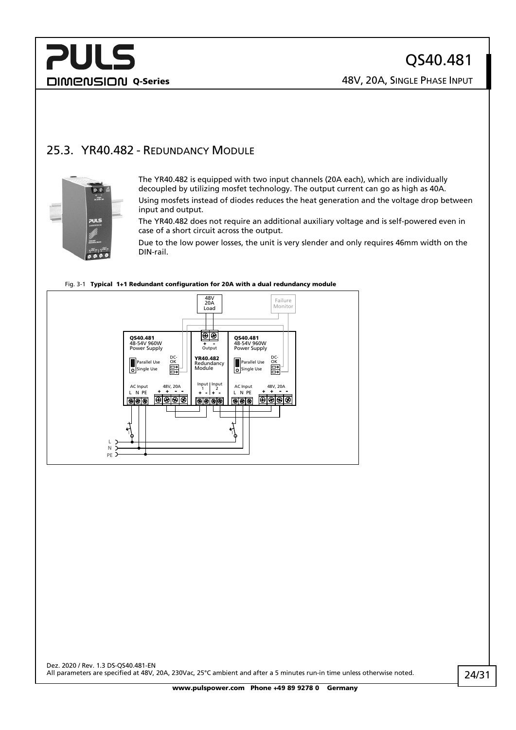## 25.3. YR40.482 - Redundancy Module

The YR40.482 is equipped with two input channels (20A each), which are individually decoupled by utilizing mosfet technology. The output current can go as high as 40A.

Using mosfets instead of diodes reduces the heat generation and the voltage drop between input and output.

The YR40.482 does not require an additional auxiliary voltage and is self-powered even in case of a short circuit across the output.

Due to the low power losses, the unit is very slender and only requires 46mm width on the DIN-rail.

Fig. 3-1 **Typical 1+1 Redundant configuration for 20A with a dual redundancy module**

Dez. 2020 / Rev. 1.3 DS-QS40.481-EN
All parameters are specified at 48V, 20A, 230Vac, 25°C ambient and after a 5 minutes run-in time unless otherwise noted.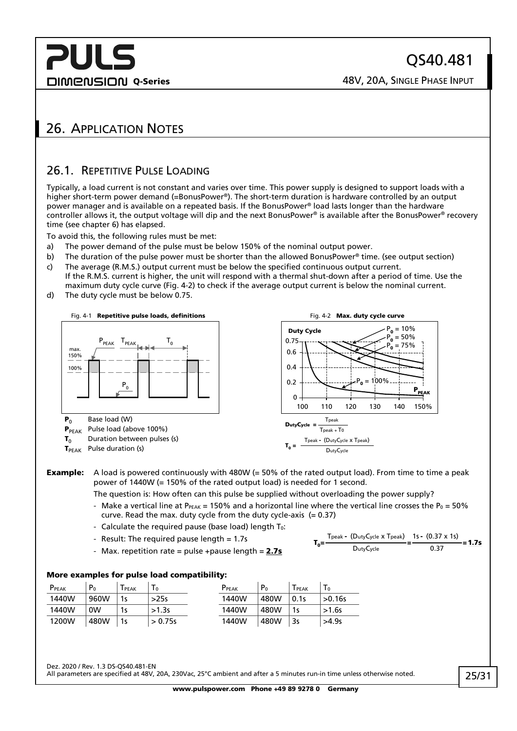# 26. Application Notes

## 26.1. Repetitive Pulse Loading

Typically, a load current is not constant and varies over time. This power supply is designed to support loads with a higher short-term power demand (=BonusPower®). The short-term duration is hardware controlled by an output power manager and is available on a repeated basis. If the BonusPower® load lasts longer than the hardware controller allows it, the output voltage will dip and the next BonusPower® is available after the BonusPower® recovery time (see chapter 6) has elapsed.

To avoid this, the following rules must be met:

a) The power demand of the pulse must be below 150% of the nominal output power.
b) The duration of the pulse power must be shorter than the allowed BonusPower® time. (see output section)
c) The average (R.M.S.) output current must be below the specified continuous output current.
If the R.M.S. current is higher, the unit will respond with a thermal shut-down after a period of time. Use the maximum duty cycle curve (Fig. 4-2) to check if the average output current is below the nominal current.
d) The duty cycle must be below 0.75.

Fig. 4-1 **Repetitive pulse loads, definitions**

- $\mathbf{P_0}$ Base load (W)
- $\mathbf{P_{PEAK}}$ Pulse load (above 100%)
- $\mathbf{T_0}$ Duration between pulses (s)
- $\mathbf{T_{PEAK}}$ Pulse duration (s)

Fig. 4-2 **Max. duty cycle curve**

$$\text{DutyCycle} = \frac{T_{peak}}{T_{peak} + T_0}$$

$$T_0 = \frac{T_{peak} - (\text{DutyCycle} \times T_{peak})}{\text{DutyCycle}}$$

**Example:** A load is powered continuously with 480W (= 50% of the rated output load). From time to time a peak power of 1440W (= 150% of the rated output load) is needed for 1 second.

The question is: How often can this pulse be supplied without overloading the power supply?

- Make a vertical line at $P_{PEAK}$ = 150% and a horizontal line where the vertical line crosses the $P_0$ = 50% curve. Read the max. duty cycle from the duty cycle-axis (= 0.37)
- Calculate the required pause (base load) length $T_0$:
- Result: The required pause length = 1.7s
- Max. repetition rate = pulse +pause length = **2.7s**

$$T_0 = \frac{T_{peak} - (\text{DutyCycle} \times T_{peak})}{\text{DutyCycle}} = \frac{1s - (0.37 \times 1s)}{0.37} = \mathbf{1.7s}$$

#### More examples for pulse load compatibility:

| $P_{PEAK}$ | $P_0$ | $T_{PEAK}$ | $T_0$ |
|---|---|---|---|
| 1440W | 960W | 1s | >25s |
| 1440W | 0W | 1s | >1.3s |
| 1200W | 480W | 1s | > 0.75s |

| $P_{PEAK}$ | $P_0$ | $T_{PEAK}$ | $T_0$ |
|---|---|---|---|
| 1440W | 480W | 0.1s | >0.16s |
| 1440W | 480W | 1s | >1.6s |
| 1440W | 480W | 3s | >4.9s |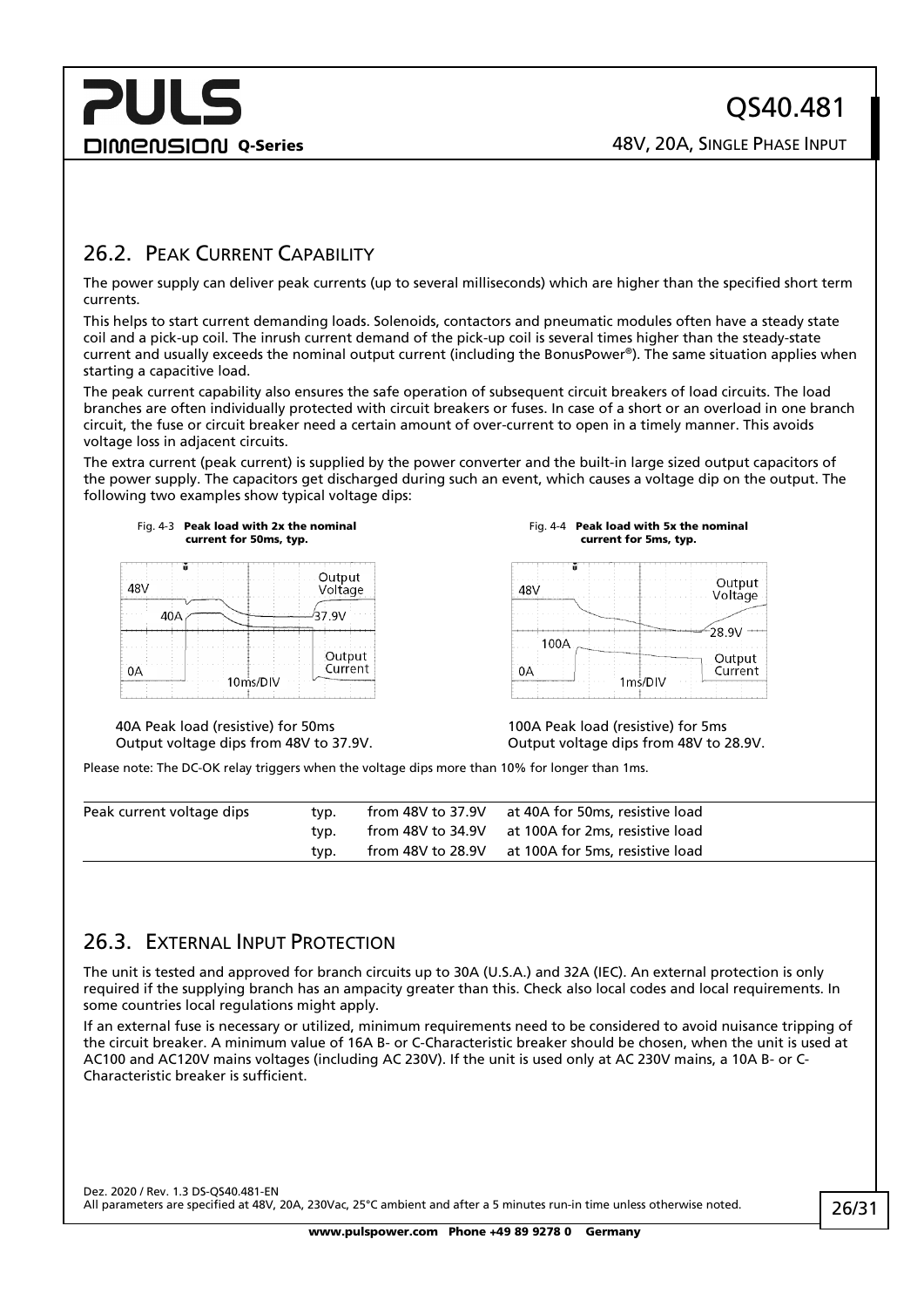## 26.2. Peak Current Capability

The power supply can deliver peak currents (up to several milliseconds) which are higher than the specified short term currents.

This helps to start current demanding loads. Solenoids, contactors and pneumatic modules often have a steady state coil and a pick-up coil. The inrush current demand of the pick-up coil is several times higher than the steady-state current and usually exceeds the nominal output current (including the BonusPower®). The same situation applies when starting a capacitive load.

The peak current capability also ensures the safe operation of subsequent circuit breakers of load circuits. The load branches are often individually protected with circuit breakers or fuses. In case of a short or an overload in one branch circuit, the fuse or circuit breaker need a certain amount of over-current to open in a timely manner. This avoids voltage loss in adjacent circuits.

The extra current (peak current) is supplied by the power converter and the built-in large sized output capacitors of the power supply. The capacitors get discharged during such an event, which causes a voltage dip on the output. The following two examples show typical voltage dips:

Fig. 4-3 **Peak load with 2x the nominal current for 50ms, typ.**

40A Peak load (resistive) for 50ms
Output voltage dips from 48V to 37.9V.

Fig. 4-4 **Peak load with 5x the nominal current for 5ms, typ.**

100A Peak load (resistive) for 5ms
Output voltage dips from 48V to 28.9V.

Please note: The DC-OK relay triggers when the voltage dips more than 10% for longer than 1ms.

| Peak current voltage dips | typ. | from 48V to 37.9V | at 40A for 50ms, resistive load |
|---|---|---|---|
| | typ. | from 48V to 34.9V | at 100A for 2ms, resistive load |
| | typ. | from 48V to 28.9V | at 100A for 5ms, resistive load |

## 26.3. External Input Protection

The unit is tested and approved for branch circuits up to 30A (U.S.A.) and 32A (IEC). An external protection is only required if the supplying branch has an ampacity greater than this. Check also local codes and local requirements. In some countries local regulations might apply.

If an external fuse is necessary or utilized, minimum requirements need to be considered to avoid nuisance tripping of the circuit breaker. A minimum value of 16A B- or C-Characteristic breaker should be chosen, when the unit is used at AC100 and AC120V mains voltages (including AC 230V). If the unit is used only at AC 230V mains, a 10A B- or C-Characteristic breaker is sufficient.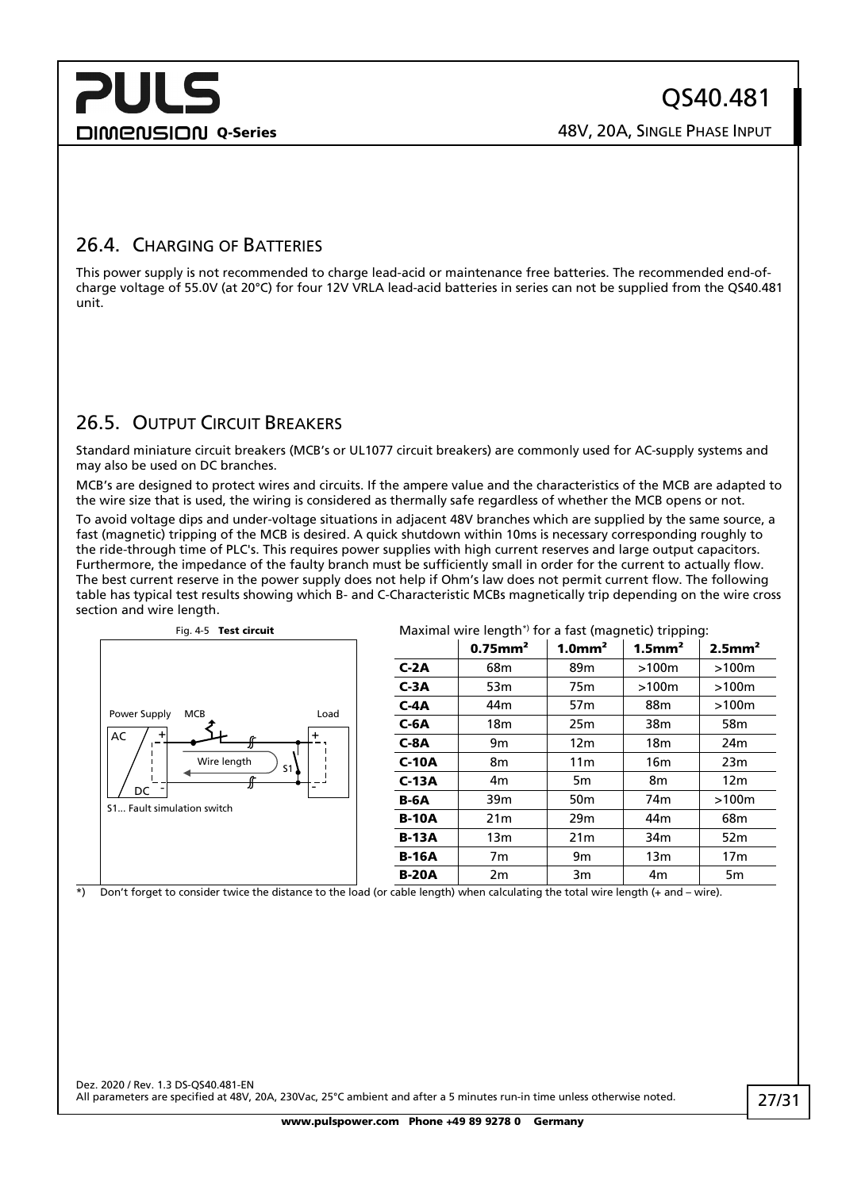## 26.4. Charging of Batteries

This power supply is not recommended to charge lead-acid or maintenance free batteries. The recommended end-of-charge voltage of 55.0V (at 20°C) for four 12V VRLA lead-acid batteries in series can not be supplied from the QS40.481 unit.

## 26.5. Output Circuit Breakers

Standard miniature circuit breakers (MCB's or UL1077 circuit breakers) are commonly used for AC-supply systems and may also be used on DC branches.

MCB's are designed to protect wires and circuits. If the ampere value and the characteristics of the MCB are adapted to the wire size that is used, the wiring is considered as thermally safe regardless of whether the MCB opens or not.

To avoid voltage dips and under-voltage situations in adjacent 48V branches which are supplied by the same source, a fast (magnetic) tripping of the MCB is desired. A quick shutdown within 10ms is necessary corresponding roughly to the ride-through time of PLC's. This requires power supplies with high current reserves and large output capacitors. Furthermore, the impedance of the faulty branch must be sufficiently small in order for the current to actually flow. The best current reserve in the power supply does not help if Ohm's law does not permit current flow. The following table has typical test results showing which B- and C-Characteristic MCBs magnetically trip depending on the wire cross section and wire length.

Fig. 4-5 **Test circuit**

Power Supply, MCB, Load, AC, DC, Wire length, S1

S1... Fault simulation switch

Maximal wire length*) for a fast (magnetic) tripping:

| | 0.75mm² | 1.0mm² | 1.5mm² | 2.5mm² |
|---|---|---|---|---|
| **C-2A** | 68m | 89m | >100m | >100m |
| **C-3A** | 53m | 75m | >100m | >100m |
| **C-4A** | 44m | 57m | 88m | >100m |
| **C-6A** | 18m | 25m | 38m | 58m |
| **C-8A** | 9m | 12m | 18m | 24m |
| **C-10A** | 8m | 11m | 16m | 23m |
| **C-13A** | 4m | 5m | 8m | 12m |
| **B-6A** | 39m | 50m | 74m | >100m |
| **B-10A** | 21m | 29m | 44m | 68m |
| **B-13A** | 13m | 21m | 34m | 52m |
| **B-16A** | 7m | 9m | 13m | 17m |
| **B-20A** | 2m | 3m | 4m | 5m |

*) Don't forget to consider twice the distance to the load (or cable length) when calculating the total wire length (+ and – wire).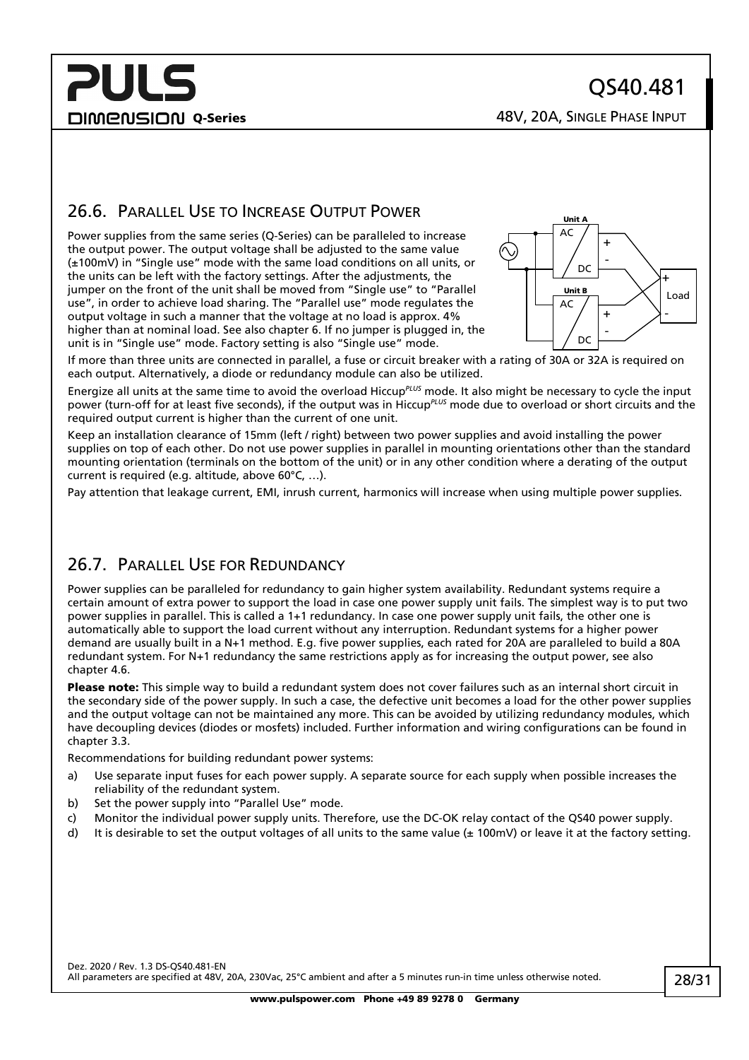## 26.6. Parallel Use to Increase Output Power

Power supplies from the same series (Q-Series) can be paralleled to increase the output power. The output voltage shall be adjusted to the same value (±100mV) in "Single use" mode with the same load conditions on all units, or the units can be left with the factory settings. After the adjustments, the jumper on the front of the unit shall be moved from "Single use" to "Parallel use", in order to achieve load sharing. The "Parallel use" mode regulates the output voltage in such a manner that the voltage at no load is approx. 4% higher than at nominal load. See also chapter 6. If no jumper is plugged in, the unit is in "Single use" mode. Factory setting is also "Single use" mode.

If more than three units are connected in parallel, a fuse or circuit breaker with a rating of 30A or 32A is required on each output. Alternatively, a diode or redundancy module can also be utilized.

Energize all units at the same time to avoid the overload Hiccup$^{PLUS}$ mode. It also might be necessary to cycle the input power (turn-off for at least five seconds), if the output was in Hiccup$^{PLUS}$ mode due to overload or short circuits and the required output current is higher than the current of one unit.

Keep an installation clearance of 15mm (left / right) between two power supplies and avoid installing the power supplies on top of each other. Do not use power supplies in parallel in mounting orientations other than the standard mounting orientation (terminals on the bottom of the unit) or in any other condition where a derating of the output current is required (e.g. altitude, above 60°C, …).

Pay attention that leakage current, EMI, inrush current, harmonics will increase when using multiple power supplies.

## 26.7. Parallel Use for Redundancy

Power supplies can be paralleled for redundancy to gain higher system availability. Redundant systems require a certain amount of extra power to support the load in case one power supply unit fails. The simplest way is to put two power supplies in parallel. This is called a 1+1 redundancy. In case one power supply unit fails, the other one is automatically able to support the load current without any interruption. Redundant systems for a higher power demand are usually built in a N+1 method. E.g. five power supplies, each rated for 20A are paralleled to build a 80A redundant system. For N+1 redundancy the same restrictions apply as for increasing the output power, see also chapter 4.6.

**Please note:** This simple way to build a redundant system does not cover failures such as an internal short circuit in the secondary side of the power supply. In such a case, the defective unit becomes a load for the other power supplies and the output voltage can not be maintained any more. This can be avoided by utilizing redundancy modules, which have decoupling devices (diodes or mosfets) included. Further information and wiring configurations can be found in chapter 3.3.

Recommendations for building redundant power systems:

a) Use separate input fuses for each power supply. A separate source for each supply when possible increases the reliability of the redundant system.
b) Set the power supply into "Parallel Use" mode.
c) Monitor the individual power supply units. Therefore, use the DC-OK relay contact of the QS40 power supply.
d) It is desirable to set the output voltages of all units to the same value (± 100mV) or leave it at the factory setting.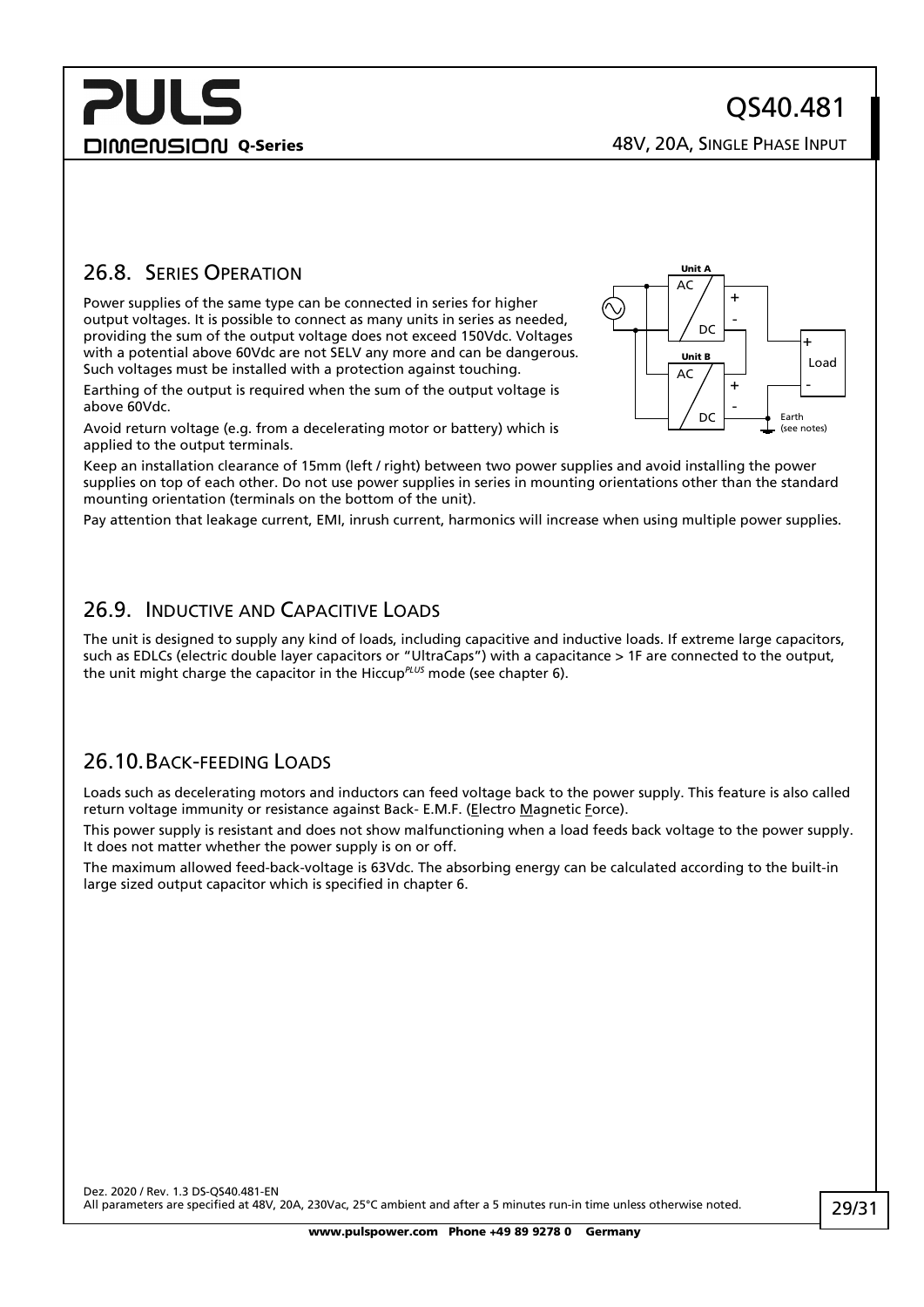## 26.8. SERIES OPERATION

Power supplies of the same type can be connected in series for higher output voltages. It is possible to connect as many units in series as needed, providing the sum of the output voltage does not exceed 150Vdc. Voltages with a potential above 60Vdc are not SELV any more and can be dangerous. Such voltages must be installed with a protection against touching.

Earthing of the output is required when the sum of the output voltage is above 60Vdc.

Avoid return voltage (e.g. from a decelerating motor or battery) which is applied to the output terminals.

Keep an installation clearance of 15mm (left / right) between two power supplies and avoid installing the power supplies on top of each other. Do not use power supplies in series in mounting orientations other than the standard mounting orientation (terminals on the bottom of the unit).

Pay attention that leakage current, EMI, inrush current, harmonics will increase when using multiple power supplies.

## 26.9. INDUCTIVE AND CAPACITIVE LOADS

The unit is designed to supply any kind of loads, including capacitive and inductive loads. If extreme large capacitors, such as EDLCs (electric double layer capacitors or "UltraCaps") with a capacitance > 1F are connected to the output, the unit might charge the capacitor in the Hiccup$^{PLUS}$ mode (see chapter 6).

## 26.10. BACK-FEEDING LOADS

Loads such as decelerating motors and inductors can feed voltage back to the power supply. This feature is also called return voltage immunity or resistance against Back- E.M.F. (Electro Magnetic Force).

This power supply is resistant and does not show malfunctioning when a load feeds back voltage to the power supply. It does not matter whether the power supply is on or off.

The maximum allowed feed-back-voltage is 63Vdc. The absorbing energy can be calculated according to the built-in large sized output capacitor which is specified in chapter 6.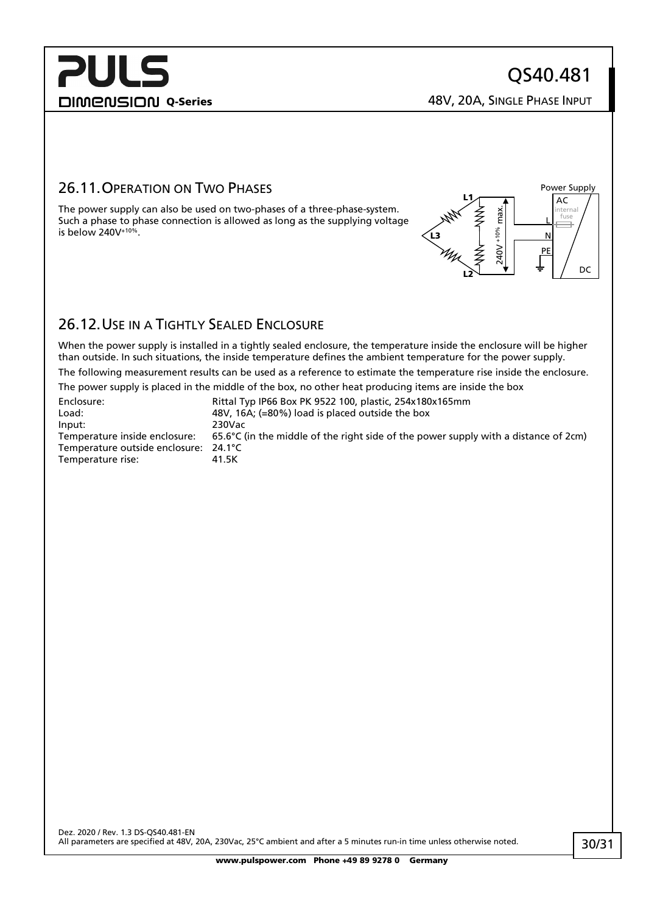## 26.11. Operation on Two Phases

The power supply can also be used on two-phases of a three-phase-system. Such a phase to phase connection is allowed as long as the supplying voltage is below 240V$^{+10\%}$.

## 26.12. Use in a Tightly Sealed Enclosure

When the power supply is installed in a tightly sealed enclosure, the temperature inside the enclosure will be higher than outside. In such situations, the inside temperature defines the ambient temperature for the power supply.

The following measurement results can be used as a reference to estimate the temperature rise inside the enclosure.

The power supply is placed in the middle of the box, no other heat producing items are inside the box

| | |
|---|---|
| Enclosure: | Rittal Typ IP66 Box PK 9522 100, plastic, 254x180x165mm |
| Load: | 48V, 16A; (=80%) load is placed outside the box |
| Input: | 230Vac |
| Temperature inside enclosure: | 65.6°C (in the middle of the right side of the power supply with a distance of 2cm) |
| Temperature outside enclosure: | 24.1°C |
| Temperature rise: | 41.5K |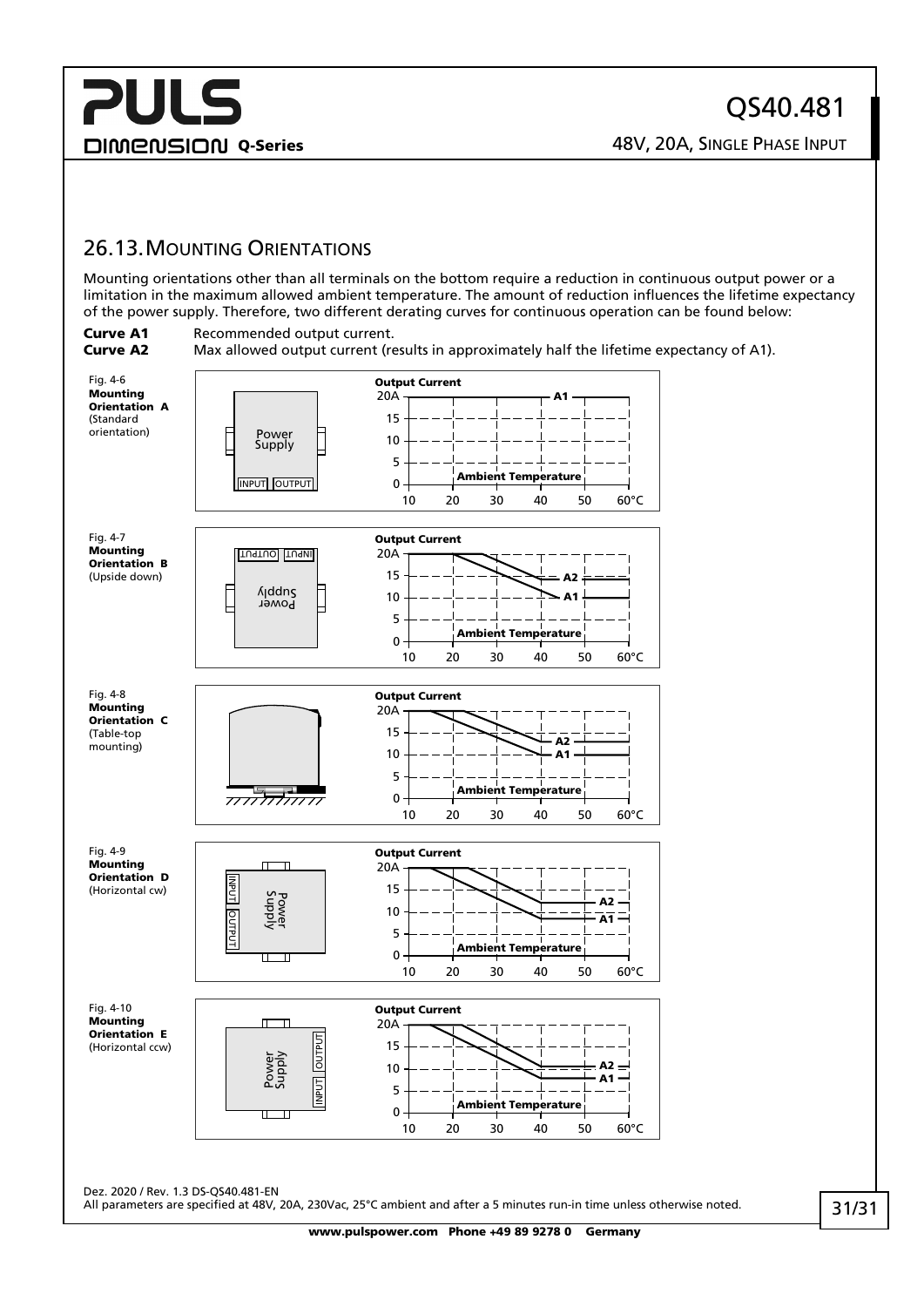## 26.13. MOUNTING ORIENTATIONS

Mounting orientations other than all terminals on the bottom require a reduction in continuous output power or a limitation in the maximum allowed ambient temperature. The amount of reduction influences the lifetime expectancy of the power supply. Therefore, two different derating curves for continuous operation can be found below:

**Curve A1** Recommended output current.
**Curve A2** Max allowed output current (results in approximately half the lifetime expectancy of A1).

Fig. 4-6
**Mounting Orientation A**
(Standard orientation)

Power Supply
INPUT OUTPUT

Output Current
20A
15
10
5
0
A1
Ambient Temperature
10 20 30 40 50 60°C

Fig. 4-7
**Mounting Orientation B**
(Upside down)

Power Supply
INPUT OUTPUT

Output Current
20A
15
10
5
0
A2
A1
Ambient Temperature
10 20 30 40 50 60°C

Fig. 4-8
**Mounting Orientation C**
(Table-top mounting)

Output Current
20A
15
10
5
0
A2
A1
Ambient Temperature
10 20 30 40 50 60°C

Fig. 4-9
**Mounting Orientation D**
(Horizontal cw)

Power Supply
INPUT OUTPUT

Output Current
20A
15
10
5
0
A2
A1
Ambient Temperature
10 20 30 40 50 60°C

Fig. 4-10
**Mounting Orientation E**
(Horizontal ccw)

Power Supply
OUTPUT INPUT

Output Current
20A
15
10
5
0
A2
A1
Ambient Temperature
10 20 30 40 50 60°C